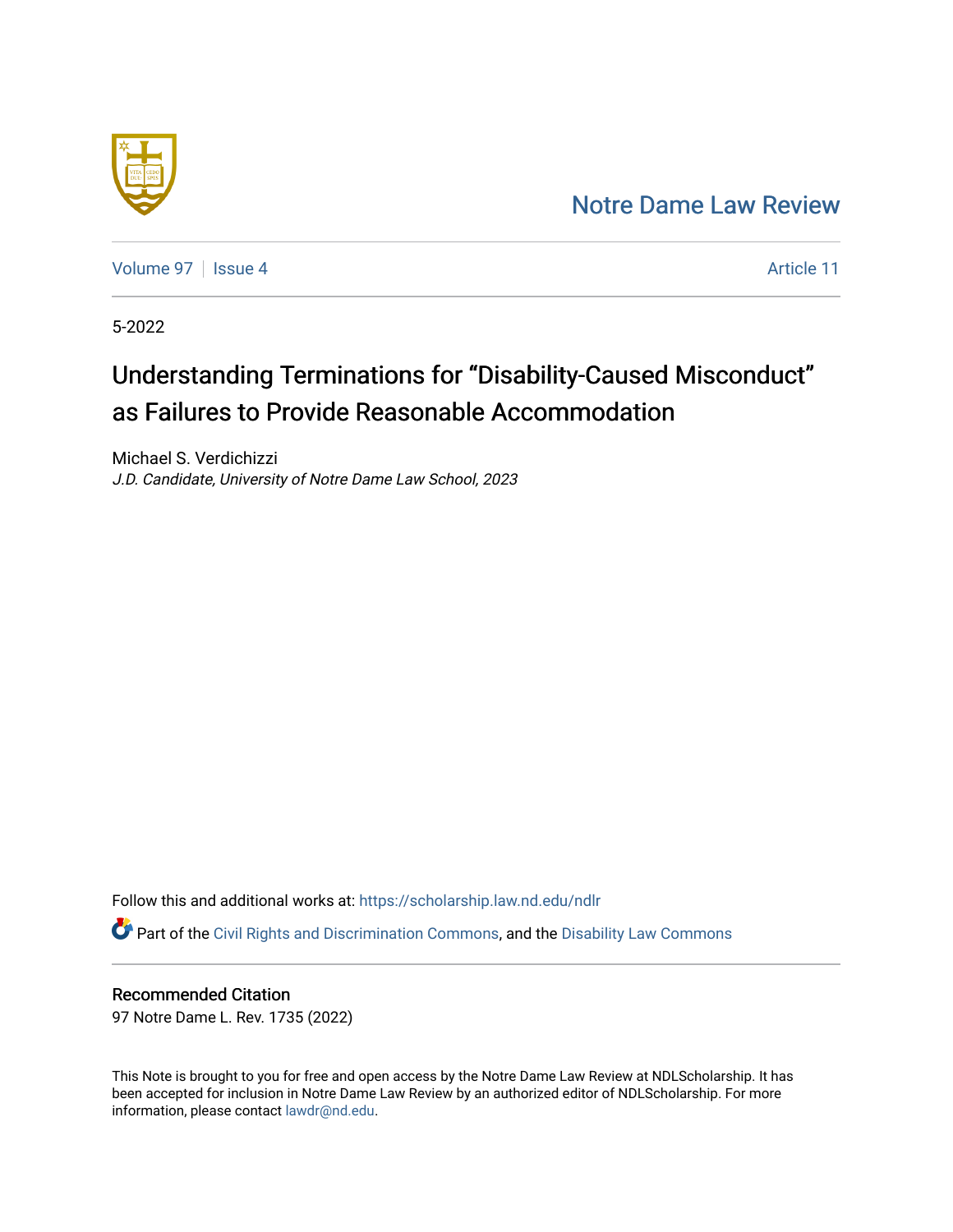Notre Dame Law Review

Volume 97 | Issue 4 | Article 11

5-2022

# Understanding Terminations for "Disability-Caused Misconduct" as Failures to Provide Reasonable Accommodation

Michael S. Verdichizzi
*J.D. Candidate, University of Notre Dame Law School, 2023*

Follow this and additional works at: https://scholarship.law.nd.edu/ndlr

Part of the Civil Rights and Discrimination Commons, and the Disability Law Commons

## Recommended Citation

97 Notre Dame L. Rev. 1735 (2022)

This Note is brought to you for free and open access by the Notre Dame Law Review at NDLScholarship. It has been accepted for inclusion in Notre Dame Law Review by an authorized editor of NDLScholarship. For more information, please contact lawdr@nd.edu.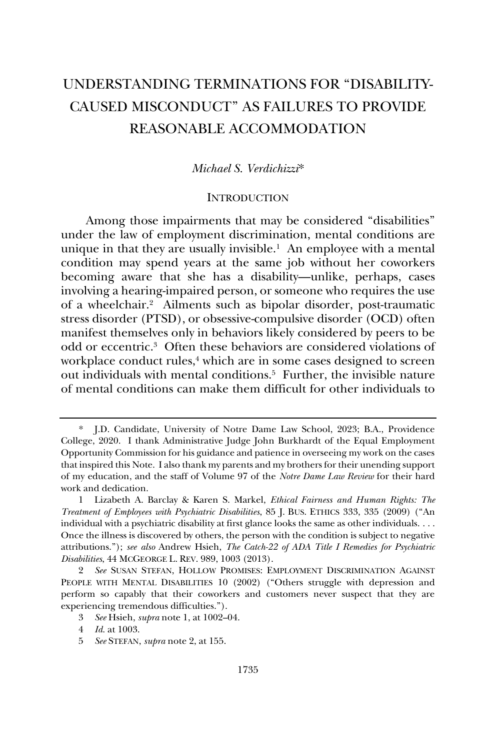# UNDERSTANDING TERMINATIONS FOR "DISABILITY-CAUSED MISCONDUCT" AS FAILURES TO PROVIDE REASONABLE ACCOMMODATION

*Michael S. Verdichizzi*\*

## INTRODUCTION

Among those impairments that may be considered "disabilities" under the law of employment discrimination, mental conditions are unique in that they are usually invisible.[1] An employee with a mental condition may spend years at the same job without her coworkers becoming aware that she has a disability—unlike, perhaps, cases involving a hearing-impaired person, or someone who requires the use of a wheelchair.[2] Ailments such as bipolar disorder, post-traumatic stress disorder (PTSD), or obsessive-compulsive disorder (OCD) often manifest themselves only in behaviors likely considered by peers to be odd or eccentric.[3] Often these behaviors are considered violations of workplace conduct rules,[4] which are in some cases designed to screen out individuals with mental conditions.[5] Further, the invisible nature of mental conditions can make them difficult for other individuals to

---

\* J.D. Candidate, University of Notre Dame Law School, 2023; B.A., Providence College, 2020. I thank Administrative Judge John Burkhardt of the Equal Employment Opportunity Commission for his guidance and patience in overseeing my work on the cases that inspired this Note. I also thank my parents and my brothers for their unending support of my education, and the staff of Volume 97 of the *Notre Dame Law Review* for their hard work and dedication.

1 Lizabeth A. Barclay & Karen S. Markel, *Ethical Fairness and Human Rights: The Treatment of Employees with Psychiatric Disabilities*, 85 J. BUS. ETHICS 333, 335 (2009) ("An individual with a psychiatric disability at first glance looks the same as other individuals. . . . Once the illness is discovered by others, the person with the condition is subject to negative attributions."); *see also* Andrew Hsieh, *The Catch-22 of ADA Title I Remedies for Psychiatric Disabilities*, 44 MCGEORGE L. REV. 989, 1003 (2013).

2 *See* SUSAN STEFAN, HOLLOW PROMISES: EMPLOYMENT DISCRIMINATION AGAINST PEOPLE WITH MENTAL DISABILITIES 10 (2002) ("Others struggle with depression and perform so capably that their coworkers and customers never suspect that they are experiencing tremendous difficulties.").

3 *See* Hsieh, *supra* note 1, at 1002–04.

4 *Id.* at 1003.

5 *See* STEFAN, *supra* note 2, at 155.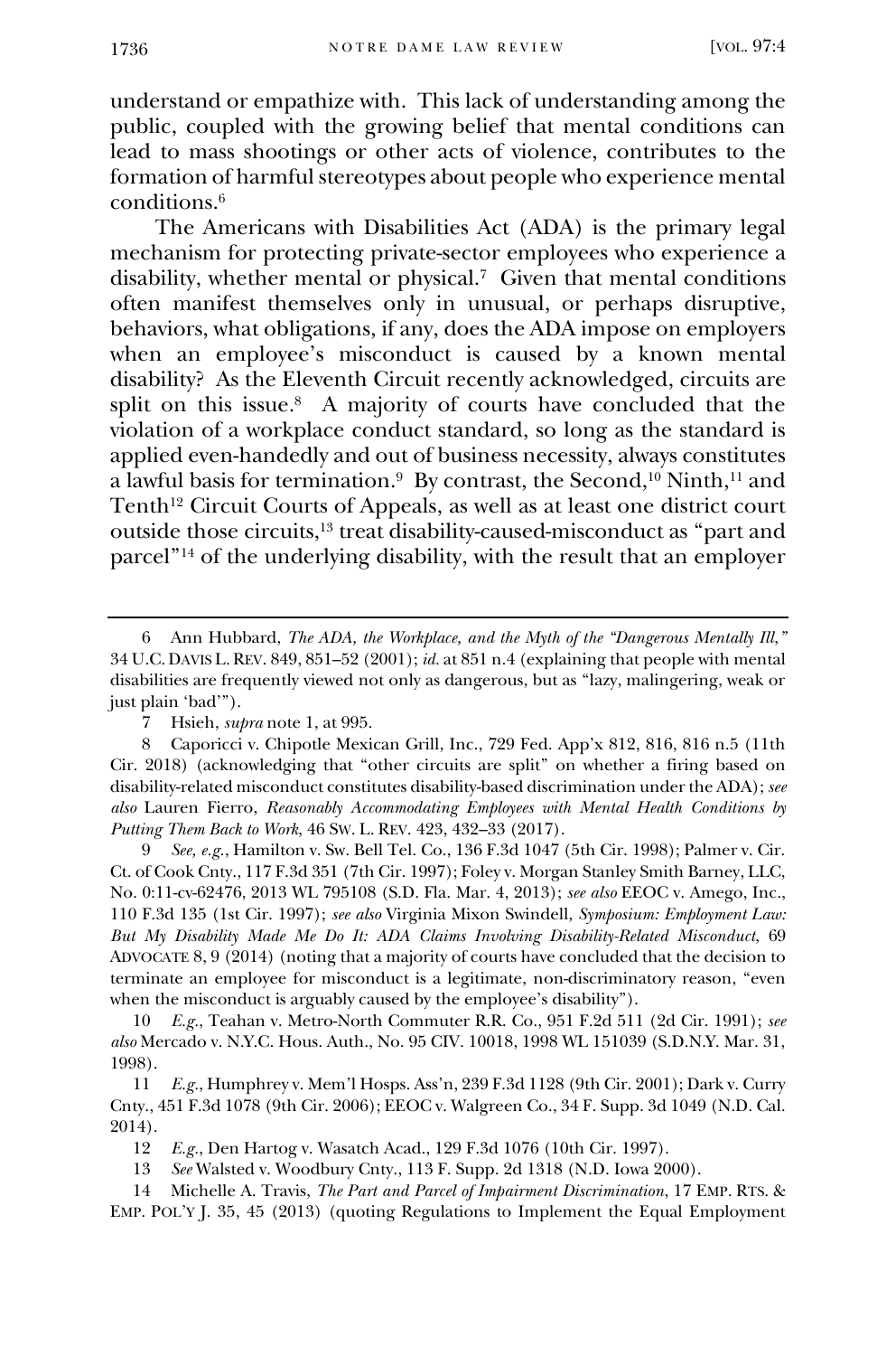understand or empathize with. This lack of understanding among the public, coupled with the growing belief that mental conditions can lead to mass shootings or other acts of violence, contributes to the formation of harmful stereotypes about people who experience mental conditions.[6]

The Americans with Disabilities Act (ADA) is the primary legal mechanism for protecting private-sector employees who experience a disability, whether mental or physical.[7] Given that mental conditions often manifest themselves only in unusual, or perhaps disruptive, behaviors, what obligations, if any, does the ADA impose on employers when an employee's misconduct is caused by a known mental disability? As the Eleventh Circuit recently acknowledged, circuits are split on this issue.[8] A majority of courts have concluded that the violation of a workplace conduct standard, so long as the standard is applied even-handedly and out of business necessity, always constitutes a lawful basis for termination.[9] By contrast, the Second,[10] Ninth,[11] and Tenth[12] Circuit Courts of Appeals, as well as at least one district court outside those circuits,[13] treat disability-caused-misconduct as "part and parcel"[14] of the underlying disability, with the result that an employer

---

6 Ann Hubbard, *The ADA, the Workplace, and the Myth of the "Dangerous Mentally Ill,"* 34 U.C. DAVIS L. REV. 849, 851–52 (2001); *id.* at 851 n.4 (explaining that people with mental disabilities are frequently viewed not only as dangerous, but as "lazy, malingering, weak or just plain 'bad'").

7 Hsieh, *supra* note 1, at 995.

8 Caporicci v. Chipotle Mexican Grill, Inc., 729 Fed. App'x 812, 816, 816 n.5 (11th Cir. 2018) (acknowledging that "other circuits are split" on whether a firing based on disability-related misconduct constitutes disability-based discrimination under the ADA); *see also* Lauren Fierro, *Reasonably Accommodating Employees with Mental Health Conditions by Putting Them Back to Work*, 46 SW. L. REV. 423, 432–33 (2017).

9 *See, e.g.*, Hamilton v. Sw. Bell Tel. Co., 136 F.3d 1047 (5th Cir. 1998); Palmer v. Cir. Ct. of Cook Cnty., 117 F.3d 351 (7th Cir. 1997); Foley v. Morgan Stanley Smith Barney, LLC, No. 0:11-cv-62476, 2013 WL 795108 (S.D. Fla. Mar. 4, 2013); *see also* EEOC v. Amego, Inc., 110 F.3d 135 (1st Cir. 1997); *see also* Virginia Mixon Swindell, *Symposium: Employment Law: But My Disability Made Me Do It: ADA Claims Involving Disability-Related Misconduct*, 69 ADVOCATE 8, 9 (2014) (noting that a majority of courts have concluded that the decision to terminate an employee for misconduct is a legitimate, non-discriminatory reason, "even when the misconduct is arguably caused by the employee's disability").

10 *E.g.*, Teahan v. Metro-North Commuter R.R. Co., 951 F.2d 511 (2d Cir. 1991); *see also* Mercado v. N.Y.C. Hous. Auth., No. 95 CIV. 10018, 1998 WL 151039 (S.D.N.Y. Mar. 31, 1998).

11 *E.g.*, Humphrey v. Mem'l Hosps. Ass'n, 239 F.3d 1128 (9th Cir. 2001); Dark v. Curry Cnty., 451 F.3d 1078 (9th Cir. 2006); EEOC v. Walgreen Co., 34 F. Supp. 3d 1049 (N.D. Cal. 2014).

12 *E.g.*, Den Hartog v. Wasatch Acad., 129 F.3d 1076 (10th Cir. 1997).

13 *See* Walsted v. Woodbury Cnty., 113 F. Supp. 2d 1318 (N.D. Iowa 2000).

14 Michelle A. Travis, *The Part and Parcel of Impairment Discrimination*, 17 EMP. RTS. & EMP. POL'Y J. 35, 45 (2013) (quoting Regulations to Implement the Equal Employment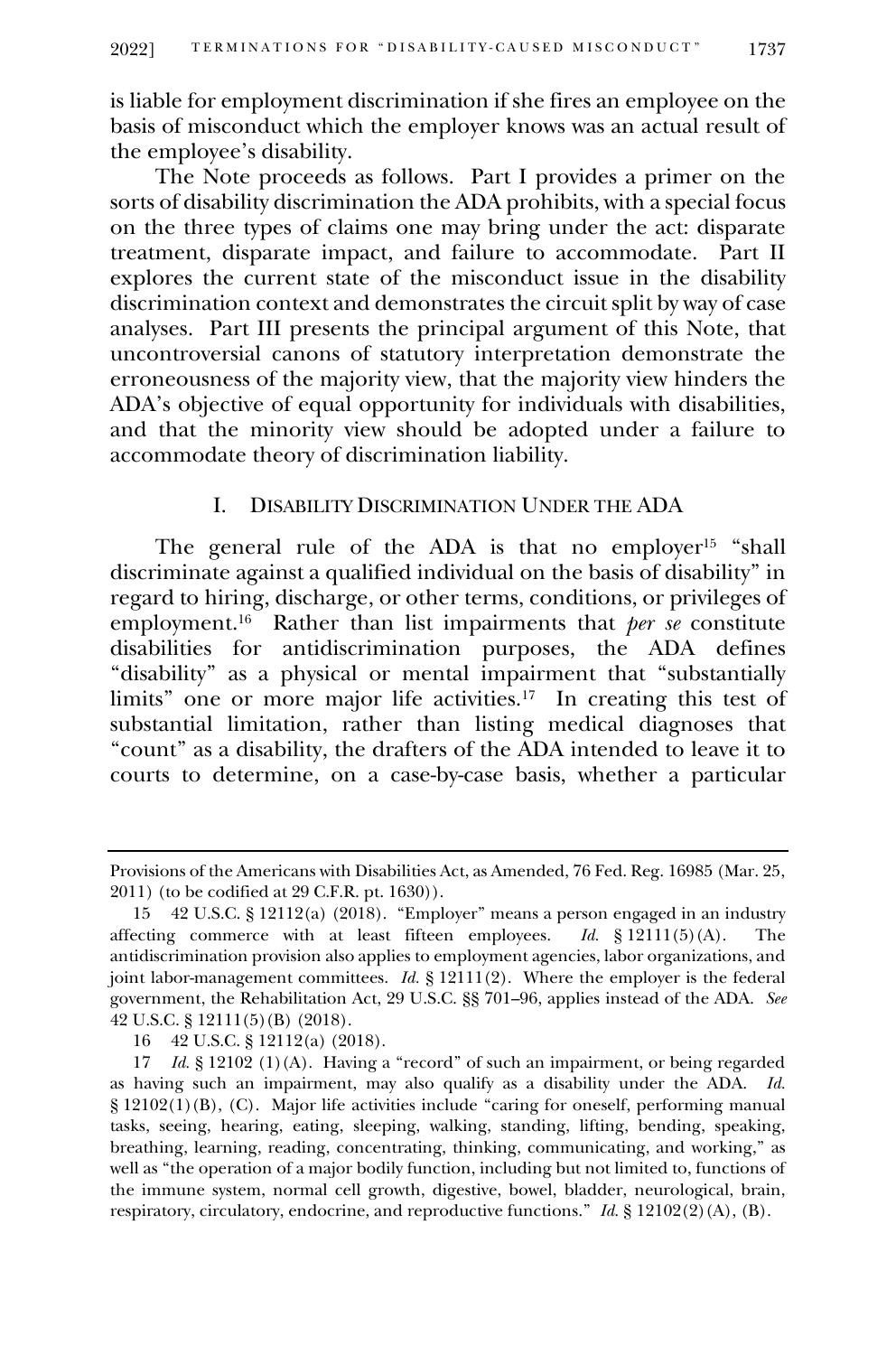is liable for employment discrimination if she fires an employee on the basis of misconduct which the employer knows was an actual result of the employee's disability.

The Note proceeds as follows. Part I provides a primer on the sorts of disability discrimination the ADA prohibits, with a special focus on the three types of claims one may bring under the act: disparate treatment, disparate impact, and failure to accommodate. Part II explores the current state of the misconduct issue in the disability discrimination context and demonstrates the circuit split by way of case analyses. Part III presents the principal argument of this Note, that uncontroversial canons of statutory interpretation demonstrate the erroneousness of the majority view, that the majority view hinders the ADA's objective of equal opportunity for individuals with disabilities, and that the minority view should be adopted under a failure to accommodate theory of discrimination liability.

## I. DISABILITY DISCRIMINATION UNDER THE ADA

The general rule of the ADA is that no employer[15] "shall discriminate against a qualified individual on the basis of disability" in regard to hiring, discharge, or other terms, conditions, or privileges of employment.[16] Rather than list impairments that *per se* constitute disabilities for antidiscrimination purposes, the ADA defines "disability" as a physical or mental impairment that "substantially limits" one or more major life activities.[17] In creating this test of substantial limitation, rather than listing medical diagnoses that "count" as a disability, the drafters of the ADA intended to leave it to courts to determine, on a case-by-case basis, whether a particular

---

Provisions of the Americans with Disabilities Act, as Amended, 76 Fed. Reg. 16985 (Mar. 25, 2011) (to be codified at 29 C.F.R. pt. 1630)).

15 42 U.S.C. § 12112(a) (2018). "Employer" means a person engaged in an industry affecting commerce with at least fifteen employees. *Id.* § 12111(5)(A). The antidiscrimination provision also applies to employment agencies, labor organizations, and joint labor-management committees. *Id.* § 12111(2). Where the employer is the federal government, the Rehabilitation Act, 29 U.S.C. §§ 701–96, applies instead of the ADA. *See* 42 U.S.C. § 12111(5)(B) (2018).

16 42 U.S.C. § 12112(a) (2018).

17 *Id.* § 12102 (1)(A). Having a "record" of such an impairment, or being regarded as having such an impairment, may also qualify as a disability under the ADA. *Id.* § 12102(1)(B), (C). Major life activities include "caring for oneself, performing manual tasks, seeing, hearing, eating, sleeping, walking, standing, lifting, bending, speaking, breathing, learning, reading, concentrating, thinking, communicating, and working," as well as "the operation of a major bodily function, including but not limited to, functions of the immune system, normal cell growth, digestive, bowel, bladder, neurological, brain, respiratory, circulatory, endocrine, and reproductive functions." *Id.* § 12102(2)(A), (B).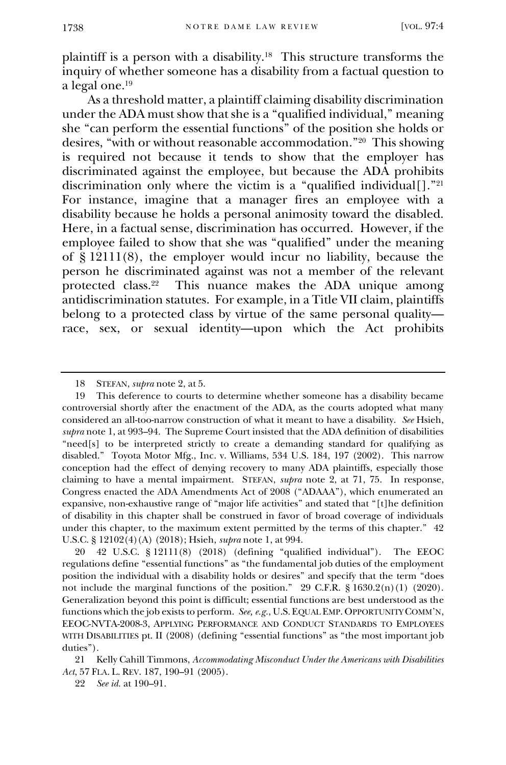plaintiff is a person with a disability.[18] This structure transforms the inquiry of whether someone has a disability from a factual question to a legal one.[19]

As a threshold matter, a plaintiff claiming disability discrimination under the ADA must show that she is a "qualified individual," meaning she "can perform the essential functions" of the position she holds or desires, "with or without reasonable accommodation."[20] This showing is required not because it tends to show that the employer has discriminated against the employee, but because the ADA prohibits discrimination only where the victim is a "qualified individual[]."[21] For instance, imagine that a manager fires an employee with a disability because he holds a personal animosity toward the disabled. Here, in a factual sense, discrimination has occurred. However, if the employee failed to show that she was "qualified" under the meaning of § 12111(8), the employer would incur no liability, because the person he discriminated against was not a member of the relevant protected class.[22] This nuance makes the ADA unique among antidiscrimination statutes. For example, in a Title VII claim, plaintiffs belong to a protected class by virtue of the same personal quality—race, sex, or sexual identity—upon which the Act prohibits

---

18 STEFAN, *supra* note 2, at 5.

19 This deference to courts to determine whether someone has a disability became controversial shortly after the enactment of the ADA, as the courts adopted what many considered an all-too-narrow construction of what it meant to have a disability. *See* Hsieh, *supra* note 1, at 993–94. The Supreme Court insisted that the ADA definition of disabilities "need[s] to be interpreted strictly to create a demanding standard for qualifying as disabled." Toyota Motor Mfg., Inc. v. Williams, 534 U.S. 184, 197 (2002). This narrow conception had the effect of denying recovery to many ADA plaintiffs, especially those claiming to have a mental impairment. STEFAN, *supra* note 2, at 71, 75. In response, Congress enacted the ADA Amendments Act of 2008 ("ADAAA"), which enumerated an expansive, non-exhaustive range of "major life activities" and stated that "[t]he definition of disability in this chapter shall be construed in favor of broad coverage of individuals under this chapter, to the maximum extent permitted by the terms of this chapter." 42 U.S.C. § 12102(4)(A) (2018); Hsieh, *supra* note 1, at 994.

20 42 U.S.C. § 12111(8) (2018) (defining "qualified individual"). The EEOC regulations define "essential functions" as "the fundamental job duties of the employment position the individual with a disability holds or desires" and specify that the term "does not include the marginal functions of the position." 29 C.F.R. § 1630.2(n)(1) (2020). Generalization beyond this point is difficult; essential functions are best understood as the functions which the job exists to perform. *See, e.g.*, U.S. EQUAL EMP. OPPORTUNITY COMM'N, EEOC-NVTA-2008-3, APPLYING PERFORMANCE AND CONDUCT STANDARDS TO EMPLOYEES WITH DISABILITIES pt. II (2008) (defining "essential functions" as "the most important job duties").

21 Kelly Cahill Timmons, *Accommodating Misconduct Under the Americans with Disabilities Act*, 57 FLA. L. REV. 187, 190–91 (2005).

22 *See id.* at 190–91.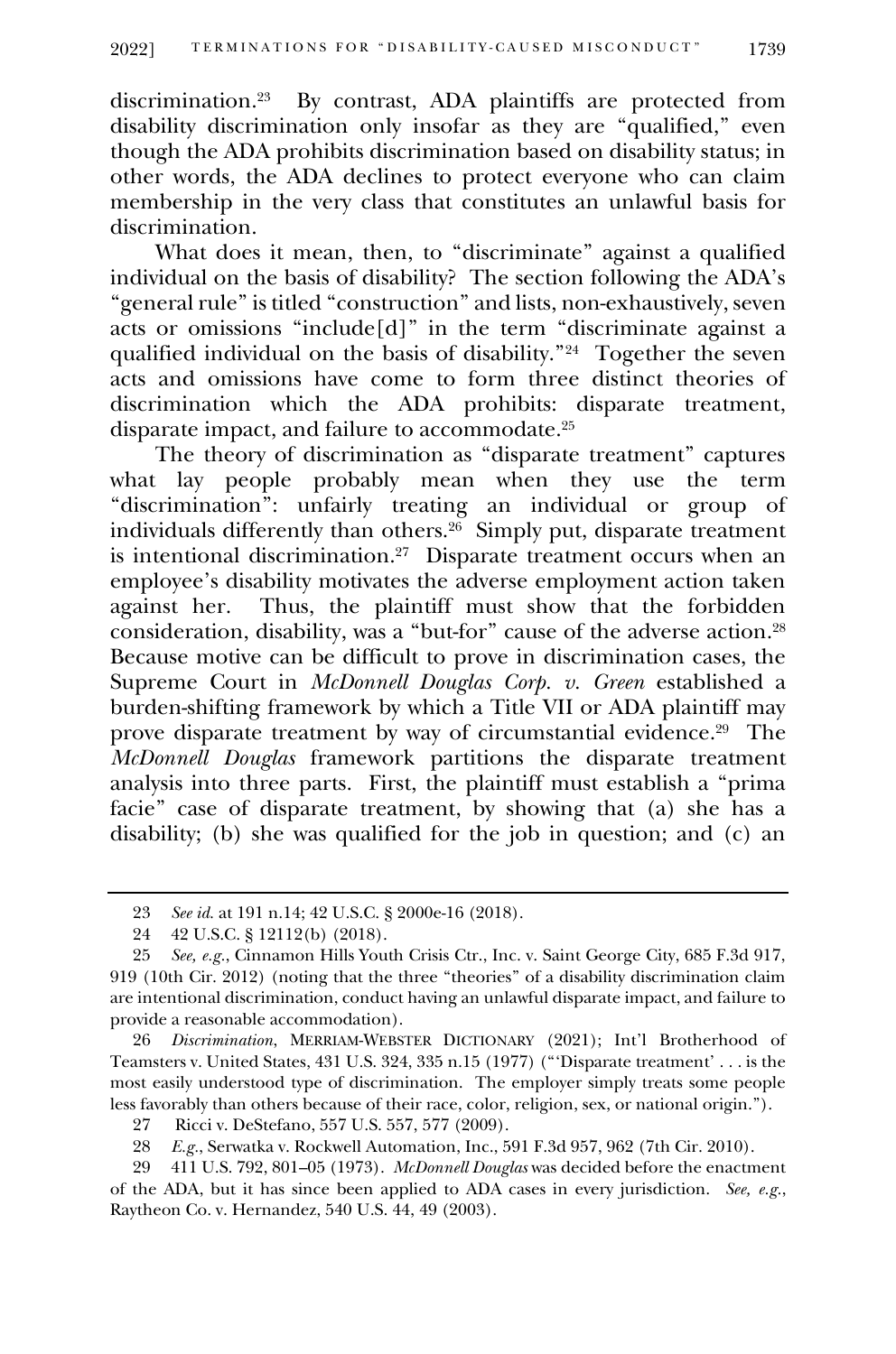discrimination.[23] By contrast, ADA plaintiffs are protected from disability discrimination only insofar as they are "qualified," even though the ADA prohibits discrimination based on disability status; in other words, the ADA declines to protect everyone who can claim membership in the very class that constitutes an unlawful basis for discrimination.

What does it mean, then, to "discriminate" against a qualified individual on the basis of disability? The section following the ADA's "general rule" is titled "construction" and lists, non-exhaustively, seven acts or omissions "include[d]" in the term "discriminate against a qualified individual on the basis of disability."[24] Together the seven acts and omissions have come to form three distinct theories of discrimination which the ADA prohibits: disparate treatment, disparate impact, and failure to accommodate.[25]

The theory of discrimination as "disparate treatment" captures what lay people probably mean when they use the term "discrimination": unfairly treating an individual or group of individuals differently than others.[26] Simply put, disparate treatment is intentional discrimination.[27] Disparate treatment occurs when an employee's disability motivates the adverse employment action taken against her. Thus, the plaintiff must show that the forbidden consideration, disability, was a "but-for" cause of the adverse action.[28] Because motive can be difficult to prove in discrimination cases, the Supreme Court in *McDonnell Douglas Corp. v. Green* established a burden-shifting framework by which a Title VII or ADA plaintiff may prove disparate treatment by way of circumstantial evidence.[29] The *McDonnell Douglas* framework partitions the disparate treatment analysis into three parts. First, the plaintiff must establish a "prima facie" case of disparate treatment, by showing that (a) she has a disability; (b) she was qualified for the job in question; and (c) an

---

23 *See id.* at 191 n.14; 42 U.S.C. § 2000e-16 (2018).

24 42 U.S.C. § 12112(b) (2018).

25 *See, e.g.*, Cinnamon Hills Youth Crisis Ctr., Inc. v. Saint George City, 685 F.3d 917, 919 (10th Cir. 2012) (noting that the three "theories" of a disability discrimination claim are intentional discrimination, conduct having an unlawful disparate impact, and failure to provide a reasonable accommodation).

26 *Discrimination*, MERRIAM-WEBSTER DICTIONARY (2021); Int'l Brotherhood of Teamsters v. United States, 431 U.S. 324, 335 n.15 (1977) ("'Disparate treatment' . . . is the most easily understood type of discrimination. The employer simply treats some people less favorably than others because of their race, color, religion, sex, or national origin.").

27 Ricci v. DeStefano, 557 U.S. 557, 577 (2009).

28 *E.g.*, Serwatka v. Rockwell Automation, Inc., 591 F.3d 957, 962 (7th Cir. 2010).

29 411 U.S. 792, 801–05 (1973). *McDonnell Douglas* was decided before the enactment of the ADA, but it has since been applied to ADA cases in every jurisdiction. *See, e.g.*, Raytheon Co. v. Hernandez, 540 U.S. 44, 49 (2003).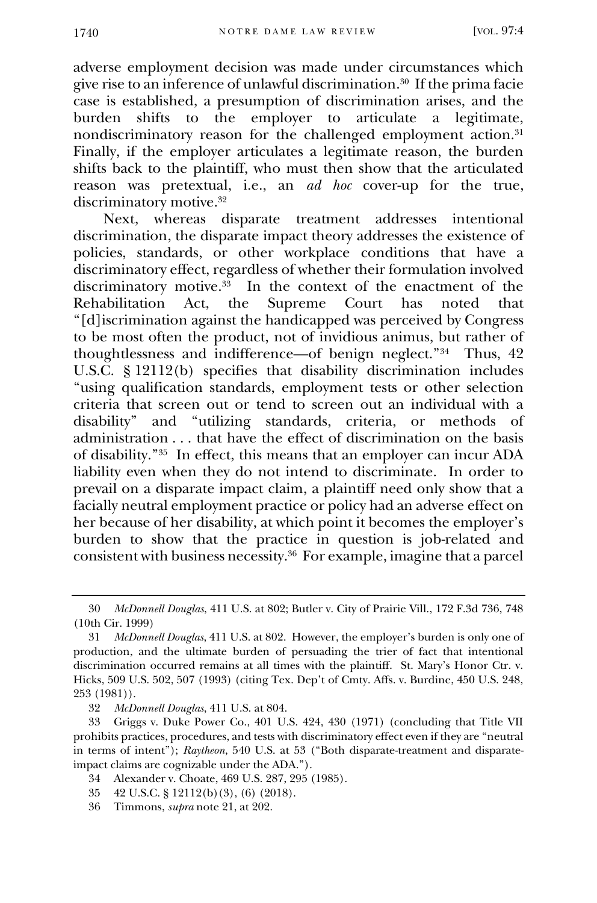adverse employment decision was made under circumstances which give rise to an inference of unlawful discrimination.[30] If the prima facie case is established, a presumption of discrimination arises, and the burden shifts to the employer to articulate a legitimate, nondiscriminatory reason for the challenged employment action.[31] Finally, if the employer articulates a legitimate reason, the burden shifts back to the plaintiff, who must then show that the articulated reason was pretextual, i.e., an *ad hoc* cover-up for the true, discriminatory motive.[32]

Next, whereas disparate treatment addresses intentional discrimination, the disparate impact theory addresses the existence of policies, standards, or other workplace conditions that have a discriminatory effect, regardless of whether their formulation involved discriminatory motive.[33] In the context of the enactment of the Rehabilitation Act, the Supreme Court has noted that "[d]iscrimination against the handicapped was perceived by Congress to be most often the product, not of invidious animus, but rather of thoughtlessness and indifference—of benign neglect."[34] Thus, 42 U.S.C. § 12112(b) specifies that disability discrimination includes "using qualification standards, employment tests or other selection criteria that screen out or tend to screen out an individual with a disability" and "utilizing standards, criteria, or methods of administration . . . that have the effect of discrimination on the basis of disability."[35] In effect, this means that an employer can incur ADA liability even when they do not intend to discriminate. In order to prevail on a disparate impact claim, a plaintiff need only show that a facially neutral employment practice or policy had an adverse effect on her because of her disability, at which point it becomes the employer's burden to show that the practice in question is job-related and consistent with business necessity.[36] For example, imagine that a parcel

---

30 *McDonnell Douglas*, 411 U.S. at 802; Butler v. City of Prairie Vill., 172 F.3d 736, 748 (10th Cir. 1999)

31 *McDonnell Douglas*, 411 U.S. at 802. However, the employer's burden is only one of production, and the ultimate burden of persuading the trier of fact that intentional discrimination occurred remains at all times with the plaintiff. St. Mary's Honor Ctr. v. Hicks, 509 U.S. 502, 507 (1993) (citing Tex. Dep't of Cmty. Affs. v. Burdine, 450 U.S. 248, 253 (1981)).

32 *McDonnell Douglas*, 411 U.S. at 804.

33 Griggs v. Duke Power Co., 401 U.S. 424, 430 (1971) (concluding that Title VII prohibits practices, procedures, and tests with discriminatory effect even if they are "neutral in terms of intent"); *Raytheon*, 540 U.S. at 53 ("Both disparate-treatment and disparate-impact claims are cognizable under the ADA.").

34 Alexander v. Choate, 469 U.S. 287, 295 (1985).

35 42 U.S.C. § 12112(b)(3), (6) (2018).

36 Timmons, *supra* note 21, at 202.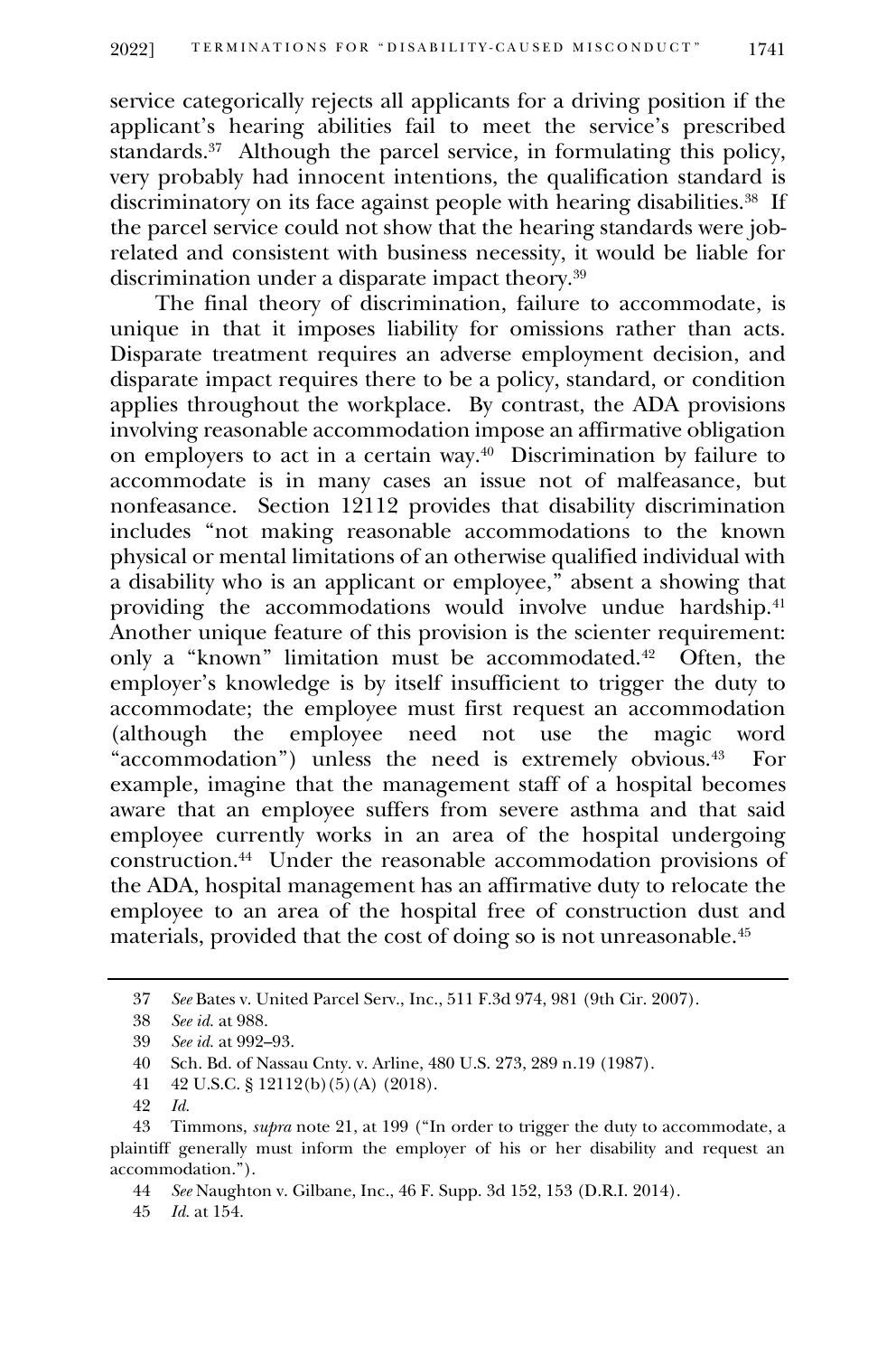service categorically rejects all applicants for a driving position if the applicant's hearing abilities fail to meet the service's prescribed standards.[37] Although the parcel service, in formulating this policy, very probably had innocent intentions, the qualification standard is discriminatory on its face against people with hearing disabilities.[38] If the parcel service could not show that the hearing standards were job-related and consistent with business necessity, it would be liable for discrimination under a disparate impact theory.[39]

The final theory of discrimination, failure to accommodate, is unique in that it imposes liability for omissions rather than acts. Disparate treatment requires an adverse employment decision, and disparate impact requires there to be a policy, standard, or condition applies throughout the workplace. By contrast, the ADA provisions involving reasonable accommodation impose an affirmative obligation on employers to act in a certain way.[40] Discrimination by failure to accommodate is in many cases an issue not of malfeasance, but nonfeasance. Section 12112 provides that disability discrimination includes "not making reasonable accommodations to the known physical or mental limitations of an otherwise qualified individual with a disability who is an applicant or employee," absent a showing that providing the accommodations would involve undue hardship.[41] Another unique feature of this provision is the scienter requirement: only a "known" limitation must be accommodated.[42] Often, the employer's knowledge is by itself insufficient to trigger the duty to accommodate; the employee must first request an accommodation (although the employee need not use the magic word "accommodation") unless the need is extremely obvious.[43] For example, imagine that the management staff of a hospital becomes aware that an employee suffers from severe asthma and that said employee currently works in an area of the hospital undergoing construction.[44] Under the reasonable accommodation provisions of the ADA, hospital management has an affirmative duty to relocate the employee to an area of the hospital free of construction dust and materials, provided that the cost of doing so is not unreasonable.[45]

---

37 *See* Bates v. United Parcel Serv., Inc., 511 F.3d 974, 981 (9th Cir. 2007).

38 *See id.* at 988.

39 *See id.* at 992–93.

40 Sch. Bd. of Nassau Cnty. v. Arline, 480 U.S. 273, 289 n.19 (1987).

41 42 U.S.C. § 12112(b)(5)(A) (2018).

42 *Id.*

43 Timmons, *supra* note 21, at 199 ("In order to trigger the duty to accommodate, a plaintiff generally must inform the employer of his or her disability and request an accommodation.").

44 *See* Naughton v. Gilbane, Inc., 46 F. Supp. 3d 152, 153 (D.R.I. 2014).

45 *Id.* at 154.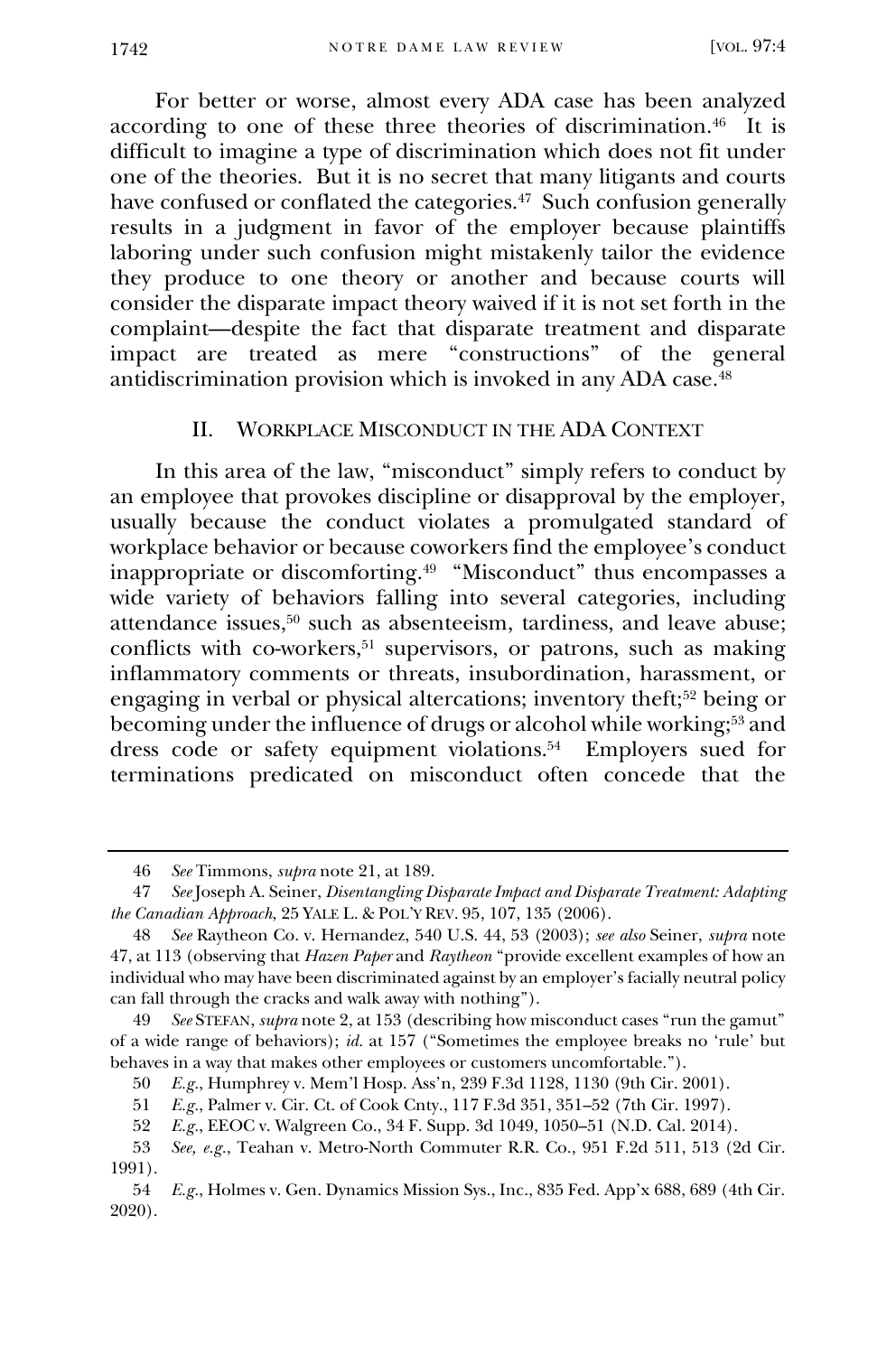For better or worse, almost every ADA case has been analyzed according to one of these three theories of discrimination.[46] It is difficult to imagine a type of discrimination which does not fit under one of the theories. But it is no secret that many litigants and courts have confused or conflated the categories.[47] Such confusion generally results in a judgment in favor of the employer because plaintiffs laboring under such confusion might mistakenly tailor the evidence they produce to one theory or another and because courts will consider the disparate impact theory waived if it is not set forth in the complaint—despite the fact that disparate treatment and disparate impact are treated as mere "constructions" of the general antidiscrimination provision which is invoked in any ADA case.[48]

## II. Workplace Misconduct in the ADA Context

In this area of the law, "misconduct" simply refers to conduct by an employee that provokes discipline or disapproval by the employer, usually because the conduct violates a promulgated standard of workplace behavior or because coworkers find the employee's conduct inappropriate or discomforting.[49] "Misconduct" thus encompasses a wide variety of behaviors falling into several categories, including attendance issues,[50] such as absenteeism, tardiness, and leave abuse; conflicts with co-workers,[51] supervisors, or patrons, such as making inflammatory comments or threats, insubordination, harassment, or engaging in verbal or physical altercations; inventory theft;[52] being or becoming under the influence of drugs or alcohol while working;[53] and dress code or safety equipment violations.[54] Employers sued for terminations predicated on misconduct often concede that the

---

46 *See* Timmons, *supra* note 21, at 189.

47 *See* Joseph A. Seiner, *Disentangling Disparate Impact and Disparate Treatment: Adapting the Canadian Approach*, 25 YALE L. & POL'Y REV. 95, 107, 135 (2006).

48 *See* Raytheon Co. v. Hernandez, 540 U.S. 44, 53 (2003); *see also* Seiner, *supra* note 47, at 113 (observing that *Hazen Paper* and *Raytheon* "provide excellent examples of how an individual who may have been discriminated against by an employer's facially neutral policy can fall through the cracks and walk away with nothing").

49 *See* STEFAN, *supra* note 2, at 153 (describing how misconduct cases "run the gamut" of a wide range of behaviors); *id.* at 157 ("Sometimes the employee breaks no 'rule' but behaves in a way that makes other employees or customers uncomfortable.").

50 *E.g.*, Humphrey v. Mem'l Hosp. Ass'n, 239 F.3d 1128, 1130 (9th Cir. 2001).

51 *E.g.*, Palmer v. Cir. Ct. of Cook Cnty., 117 F.3d 351, 351–52 (7th Cir. 1997).

52 *E.g.*, EEOC v. Walgreen Co., 34 F. Supp. 3d 1049, 1050–51 (N.D. Cal. 2014).

53 *See, e.g.*, Teahan v. Metro-North Commuter R.R. Co., 951 F.2d 511, 513 (2d Cir. 1991).

54 *E.g.*, Holmes v. Gen. Dynamics Mission Sys., Inc., 835 Fed. App'x 688, 689 (4th Cir. 2020).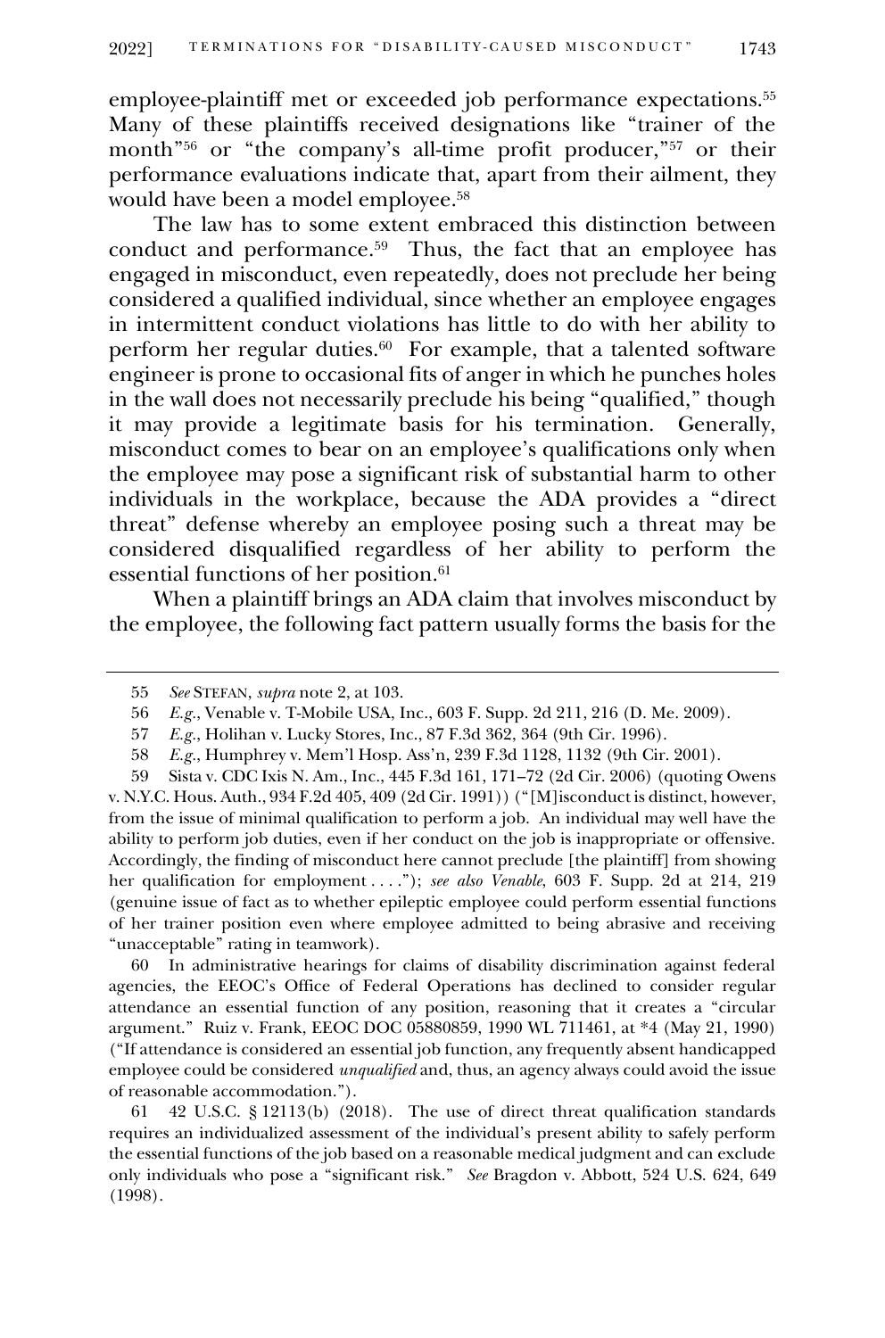employee-plaintiff met or exceeded job performance expectations.[55] Many of these plaintiffs received designations like "trainer of the month"[56] or "the company's all-time profit producer,"[57] or their performance evaluations indicate that, apart from their ailment, they would have been a model employee.[58]

The law has to some extent embraced this distinction between conduct and performance.[59] Thus, the fact that an employee has engaged in misconduct, even repeatedly, does not preclude her being considered a qualified individual, since whether an employee engages in intermittent conduct violations has little to do with her ability to perform her regular duties.[60] For example, that a talented software engineer is prone to occasional fits of anger in which he punches holes in the wall does not necessarily preclude his being "qualified," though it may provide a legitimate basis for his termination. Generally, misconduct comes to bear on an employee's qualifications only when the employee may pose a significant risk of substantial harm to other individuals in the workplace, because the ADA provides a "direct threat" defense whereby an employee posing such a threat may be considered disqualified regardless of her ability to perform the essential functions of her position.[61]

When a plaintiff brings an ADA claim that involves misconduct by the employee, the following fact pattern usually forms the basis for the

---

55 *See* STEFAN, *supra* note 2, at 103.

56 *E.g.*, Venable v. T-Mobile USA, Inc., 603 F. Supp. 2d 211, 216 (D. Me. 2009).

57 *E.g.*, Holihan v. Lucky Stores, Inc., 87 F.3d 362, 364 (9th Cir. 1996).

58 *E.g.*, Humphrey v. Mem'l Hosp. Ass'n, 239 F.3d 1128, 1132 (9th Cir. 2001).

59 Sista v. CDC Ixis N. Am., Inc., 445 F.3d 161, 171–72 (2d Cir. 2006) (quoting Owens v. N.Y.C. Hous. Auth., 934 F.2d 405, 409 (2d Cir. 1991)) ("[M]isconduct is distinct, however, from the issue of minimal qualification to perform a job. An individual may well have the ability to perform job duties, even if her conduct on the job is inappropriate or offensive. Accordingly, the finding of misconduct here cannot preclude [the plaintiff] from showing her qualification for employment . . . ."); *see also Venable*, 603 F. Supp. 2d at 214, 219 (genuine issue of fact as to whether epileptic employee could perform essential functions of her trainer position even where employee admitted to being abrasive and receiving "unacceptable" rating in teamwork).

60 In administrative hearings for claims of disability discrimination against federal agencies, the EEOC's Office of Federal Operations has declined to consider regular attendance an essential function of any position, reasoning that it creates a "circular argument." Ruiz v. Frank, EEOC DOC 05880859, 1990 WL 711461, at *4 (May 21, 1990) ("If attendance is considered an essential job function, any frequently absent handicapped employee could be considered *unqualified* and, thus, an agency always could avoid the issue of reasonable accommodation.").

61 42 U.S.C. § 12113(b) (2018). The use of direct threat qualification standards requires an individualized assessment of the individual's present ability to safely perform the essential functions of the job based on a reasonable medical judgment and can exclude only individuals who pose a "significant risk." *See* Bragdon v. Abbott, 524 U.S. 624, 649 (1998).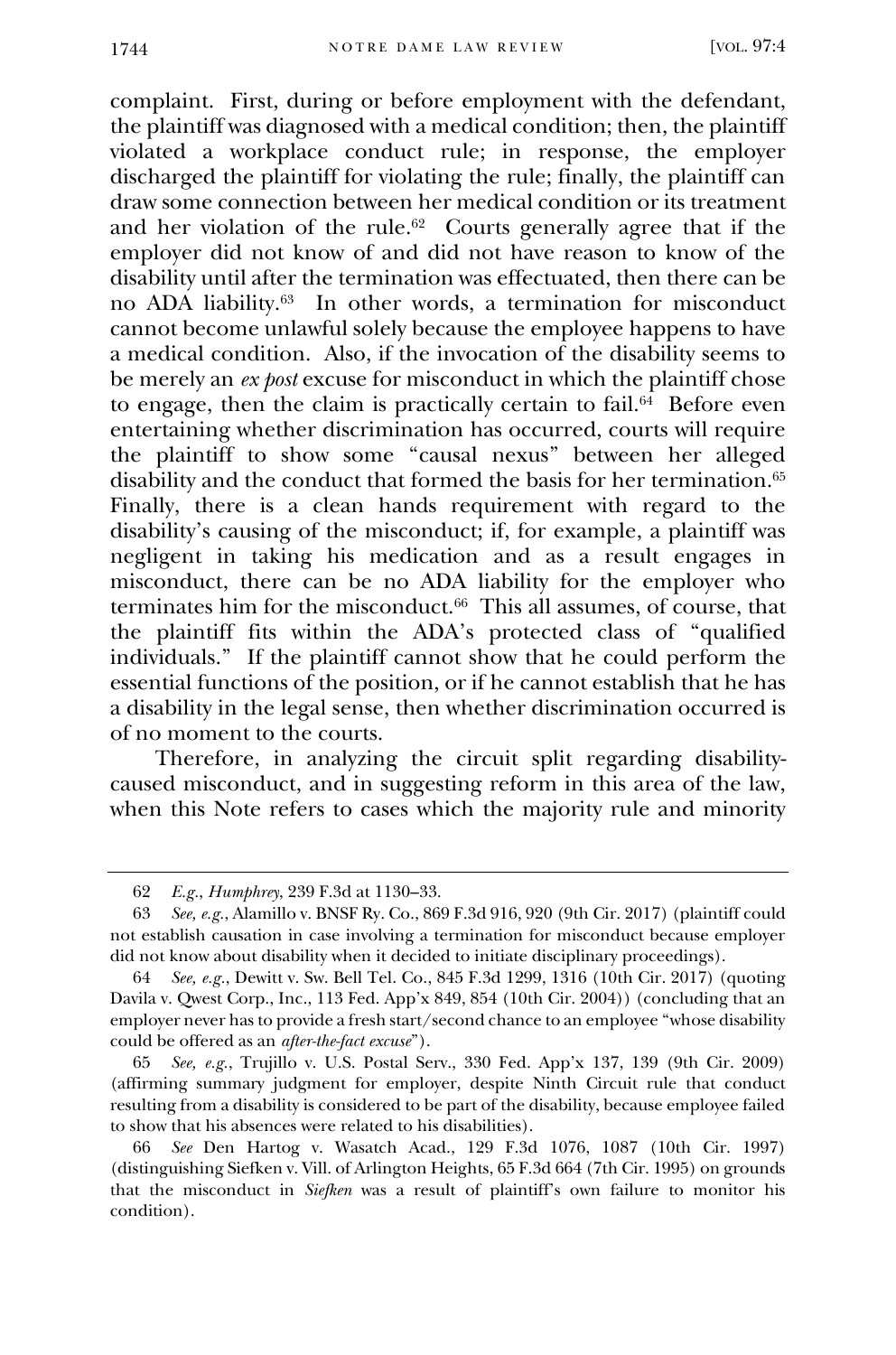complaint. First, during or before employment with the defendant, the plaintiff was diagnosed with a medical condition; then, the plaintiff violated a workplace conduct rule; in response, the employer discharged the plaintiff for violating the rule; finally, the plaintiff can draw some connection between her medical condition or its treatment and her violation of the rule.[62] Courts generally agree that if the employer did not know of and did not have reason to know of the disability until after the termination was effectuated, then there can be no ADA liability.[63] In other words, a termination for misconduct cannot become unlawful solely because the employee happens to have a medical condition. Also, if the invocation of the disability seems to be merely an *ex post* excuse for misconduct in which the plaintiff chose to engage, then the claim is practically certain to fail.[64] Before even entertaining whether discrimination has occurred, courts will require the plaintiff to show some "causal nexus" between her alleged disability and the conduct that formed the basis for her termination.[65] Finally, there is a clean hands requirement with regard to the disability's causing of the misconduct; if, for example, a plaintiff was negligent in taking his medication and as a result engages in misconduct, there can be no ADA liability for the employer who terminates him for the misconduct.[66] This all assumes, of course, that the plaintiff fits within the ADA's protected class of "qualified individuals." If the plaintiff cannot show that he could perform the essential functions of the position, or if he cannot establish that he has a disability in the legal sense, then whether discrimination occurred is of no moment to the courts.

Therefore, in analyzing the circuit split regarding disability-caused misconduct, and in suggesting reform in this area of the law, when this Note refers to cases which the majority rule and minority

---

62 *E.g.*, *Humphrey*, 239 F.3d at 1130–33.

63 *See, e.g.*, Alamillo v. BNSF Ry. Co., 869 F.3d 916, 920 (9th Cir. 2017) (plaintiff could not establish causation in case involving a termination for misconduct because employer did not know about disability when it decided to initiate disciplinary proceedings).

64 *See, e.g.*, Dewitt v. Sw. Bell Tel. Co., 845 F.3d 1299, 1316 (10th Cir. 2017) (quoting Davila v. Qwest Corp., Inc., 113 Fed. App'x 849, 854 (10th Cir. 2004)) (concluding that an employer never has to provide a fresh start/second chance to an employee "whose disability could be offered as an *after-the-fact excuse*").

65 *See, e.g.*, Trujillo v. U.S. Postal Serv., 330 Fed. App'x 137, 139 (9th Cir. 2009) (affirming summary judgment for employer, despite Ninth Circuit rule that conduct resulting from a disability is considered to be part of the disability, because employee failed to show that his absences were related to his disabilities).

66 *See* Den Hartog v. Wasatch Acad., 129 F.3d 1076, 1087 (10th Cir. 1997) (distinguishing Siefken v. Vill. of Arlington Heights, 65 F.3d 664 (7th Cir. 1995) on grounds that the misconduct in *Siefken* was a result of plaintiff's own failure to monitor his condition).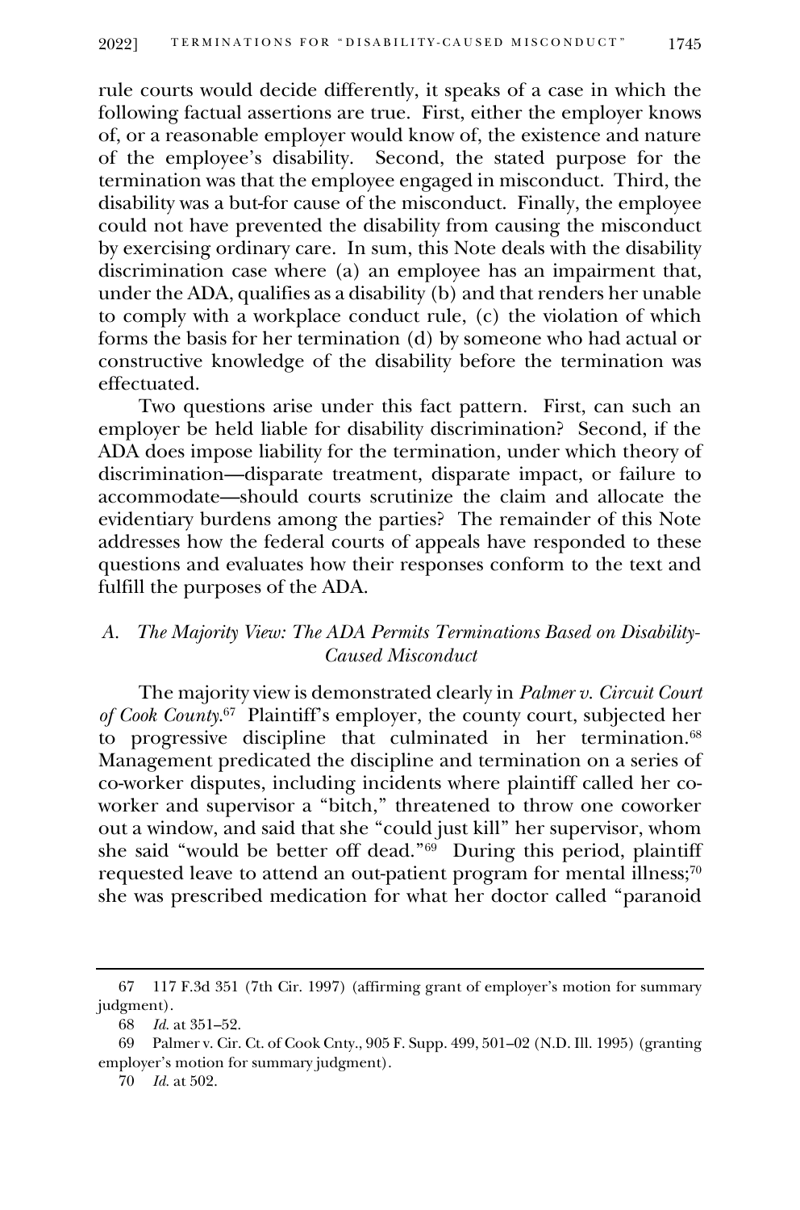rule courts would decide differently, it speaks of a case in which the following factual assertions are true. First, either the employer knows of, or a reasonable employer would know of, the existence and nature of the employee's disability. Second, the stated purpose for the termination was that the employee engaged in misconduct. Third, the disability was a but-for cause of the misconduct. Finally, the employee could not have prevented the disability from causing the misconduct by exercising ordinary care. In sum, this Note deals with the disability discrimination case where (a) an employee has an impairment that, under the ADA, qualifies as a disability (b) and that renders her unable to comply with a workplace conduct rule, (c) the violation of which forms the basis for her termination (d) by someone who had actual or constructive knowledge of the disability before the termination was effectuated.

Two questions arise under this fact pattern. First, can such an employer be held liable for disability discrimination? Second, if the ADA does impose liability for the termination, under which theory of discrimination—disparate treatment, disparate impact, or failure to accommodate—should courts scrutinize the claim and allocate the evidentiary burdens among the parties? The remainder of this Note addresses how the federal courts of appeals have responded to these questions and evaluates how their responses conform to the text and fulfill the purposes of the ADA.

### *A. The Majority View: The ADA Permits Terminations Based on Disability-Caused Misconduct*

The majority view is demonstrated clearly in *Palmer v. Circuit Court of Cook County*.[67] Plaintiff's employer, the county court, subjected her to progressive discipline that culminated in her termination.[68] Management predicated the discipline and termination on a series of co-worker disputes, including incidents where plaintiff called her co-worker and supervisor a "bitch," threatened to throw one coworker out a window, and said that she "could just kill" her supervisor, whom she said "would be better off dead."[69] During this period, plaintiff requested leave to attend an out-patient program for mental illness;[70] she was prescribed medication for what her doctor called "paranoid

---

67 117 F.3d 351 (7th Cir. 1997) (affirming grant of employer's motion for summary judgment).

68 *Id.* at 351–52.

69 Palmer v. Cir. Ct. of Cook Cnty., 905 F. Supp. 499, 501–02 (N.D. Ill. 1995) (granting employer's motion for summary judgment).

70 *Id.* at 502.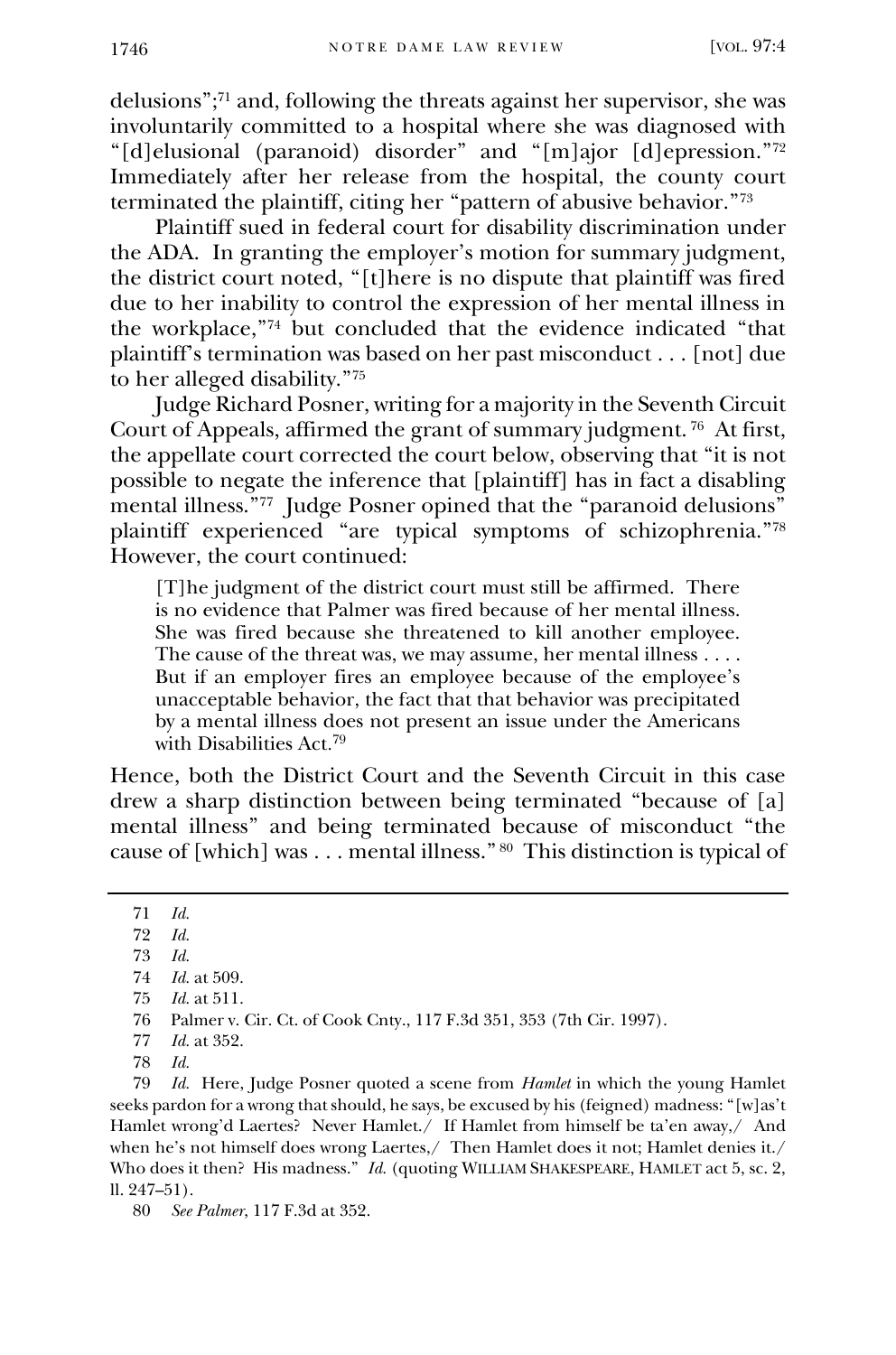delusions";[71] and, following the threats against her supervisor, she was involuntarily committed to a hospital where she was diagnosed with "[d]elusional (paranoid) disorder" and "[m]ajor [d]epression."[72] Immediately after her release from the hospital, the county court terminated the plaintiff, citing her "pattern of abusive behavior."[73]

Plaintiff sued in federal court for disability discrimination under the ADA. In granting the employer's motion for summary judgment, the district court noted, "[t]here is no dispute that plaintiff was fired due to her inability to control the expression of her mental illness in the workplace,"[74] but concluded that the evidence indicated "that plaintiff's termination was based on her past misconduct . . . [not] due to her alleged disability."[75]

Judge Richard Posner, writing for a majority in the Seventh Circuit Court of Appeals, affirmed the grant of summary judgment.[76] At first, the appellate court corrected the court below, observing that "it is not possible to negate the inference that [plaintiff] has in fact a disabling mental illness."[77] Judge Posner opined that the "paranoid delusions" plaintiff experienced "are typical symptoms of schizophrenia."[78] However, the court continued:

> [T]he judgment of the district court must still be affirmed. There is no evidence that Palmer was fired because of her mental illness. She was fired because she threatened to kill another employee. The cause of the threat was, we may assume, her mental illness . . . . But if an employer fires an employee because of the employee's unacceptable behavior, the fact that that behavior was precipitated by a mental illness does not present an issue under the Americans with Disabilities Act.[79]

Hence, both the District Court and the Seventh Circuit in this case drew a sharp distinction between being terminated "because of [a] mental illness" and being terminated because of misconduct "the cause of [which] was . . . mental illness."[80] This distinction is typical of

---

71 *Id.*

72 *Id.*

73 *Id.*

74 *Id.* at 509.

75 *Id.* at 511.

76 Palmer v. Cir. Ct. of Cook Cnty., 117 F.3d 351, 353 (7th Cir. 1997).

77 *Id.* at 352.

78 *Id.*

79 *Id.* Here, Judge Posner quoted a scene from *Hamlet* in which the young Hamlet seeks pardon for a wrong that should, he says, be excused by his (feigned) madness: "[w]as't Hamlet wrong'd Laertes? Never Hamlet./ If Hamlet from himself be ta'en away,/ And when he's not himself does wrong Laertes,/ Then Hamlet does it not; Hamlet denies it./ Who does it then? His madness." *Id.* (quoting WILLIAM SHAKESPEARE, HAMLET act 5, sc. 2, ll. 247–51).

80 *See Palmer*, 117 F.3d at 352.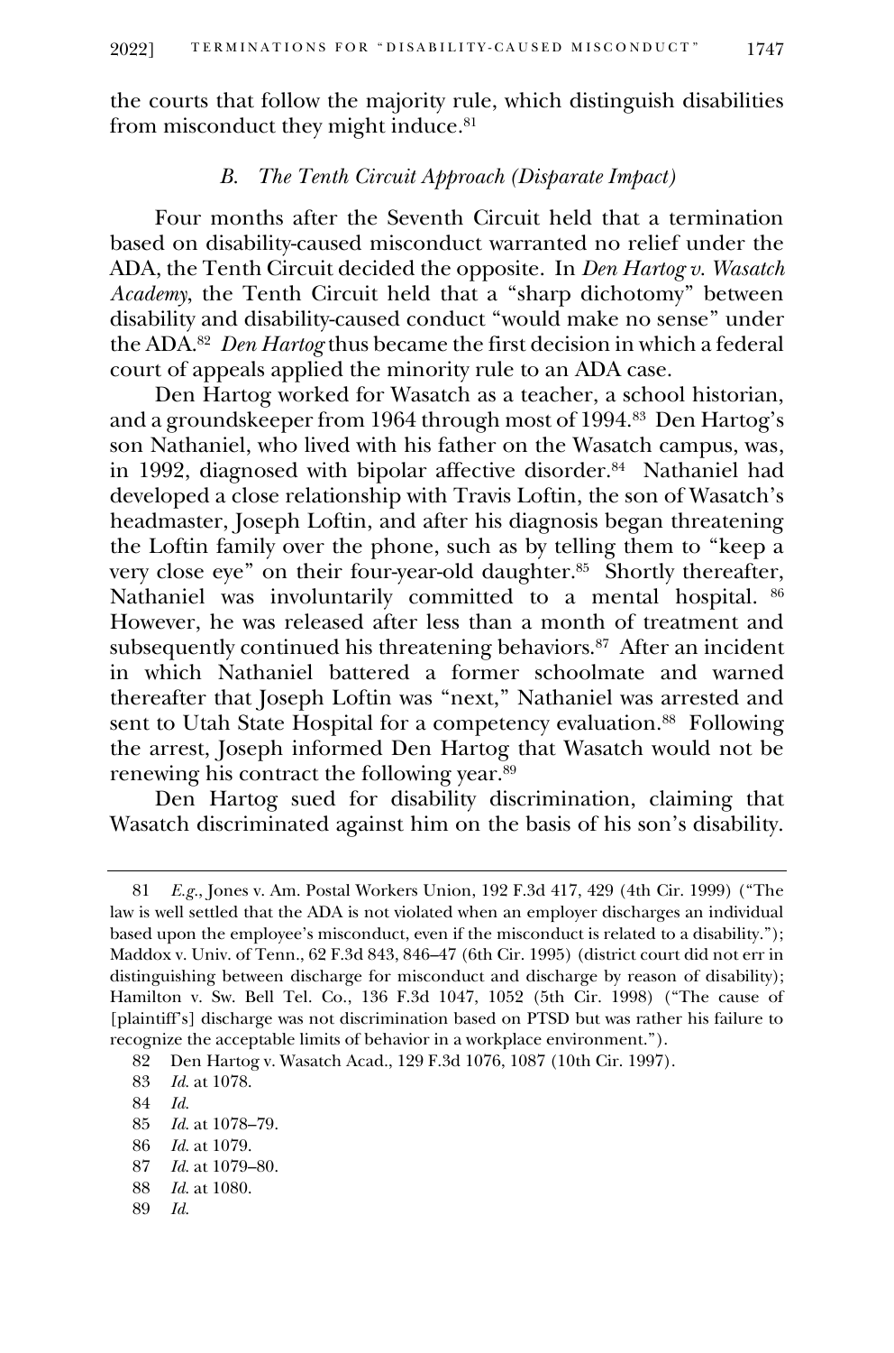the courts that follow the majority rule, which distinguish disabilities from misconduct they might induce.[81]

### *B. The Tenth Circuit Approach (Disparate Impact)*

Four months after the Seventh Circuit held that a termination based on disability-caused misconduct warranted no relief under the ADA, the Tenth Circuit decided the opposite. In *Den Hartog v. Wasatch Academy*, the Tenth Circuit held that a "sharp dichotomy" between disability and disability-caused conduct "would make no sense" under the ADA.[82] *Den Hartog* thus became the first decision in which a federal court of appeals applied the minority rule to an ADA case.

Den Hartog worked for Wasatch as a teacher, a school historian, and a groundskeeper from 1964 through most of 1994.[83] Den Hartog's son Nathaniel, who lived with his father on the Wasatch campus, was, in 1992, diagnosed with bipolar affective disorder.[84] Nathaniel had developed a close relationship with Travis Loftin, the son of Wasatch's headmaster, Joseph Loftin, and after his diagnosis began threatening the Loftin family over the phone, such as by telling them to "keep a very close eye" on their four-year-old daughter.[85] Shortly thereafter, Nathaniel was involuntarily committed to a mental hospital.[86] However, he was released after less than a month of treatment and subsequently continued his threatening behaviors.[87] After an incident in which Nathaniel battered a former schoolmate and warned thereafter that Joseph Loftin was "next," Nathaniel was arrested and sent to Utah State Hospital for a competency evaluation.[88] Following the arrest, Joseph informed Den Hartog that Wasatch would not be renewing his contract the following year.[89]

Den Hartog sued for disability discrimination, claiming that Wasatch discriminated against him on the basis of his son's disability.

---

81 *E.g.*, Jones v. Am. Postal Workers Union, 192 F.3d 417, 429 (4th Cir. 1999) ("The law is well settled that the ADA is not violated when an employer discharges an individual based upon the employee's misconduct, even if the misconduct is related to a disability."); Maddox v. Univ. of Tenn., 62 F.3d 843, 846–47 (6th Cir. 1995) (district court did not err in distinguishing between discharge for misconduct and discharge by reason of disability); Hamilton v. Sw. Bell Tel. Co., 136 F.3d 1047, 1052 (5th Cir. 1998) ("The cause of [plaintiff's] discharge was not discrimination based on PTSD but was rather his failure to recognize the acceptable limits of behavior in a workplace environment.").

82 Den Hartog v. Wasatch Acad., 129 F.3d 1076, 1087 (10th Cir. 1997).

83 *Id.* at 1078.

84 *Id.*

85 *Id.* at 1078–79.

86 *Id.* at 1079.

87 *Id.* at 1079–80.

88 *Id.* at 1080.

89 *Id.*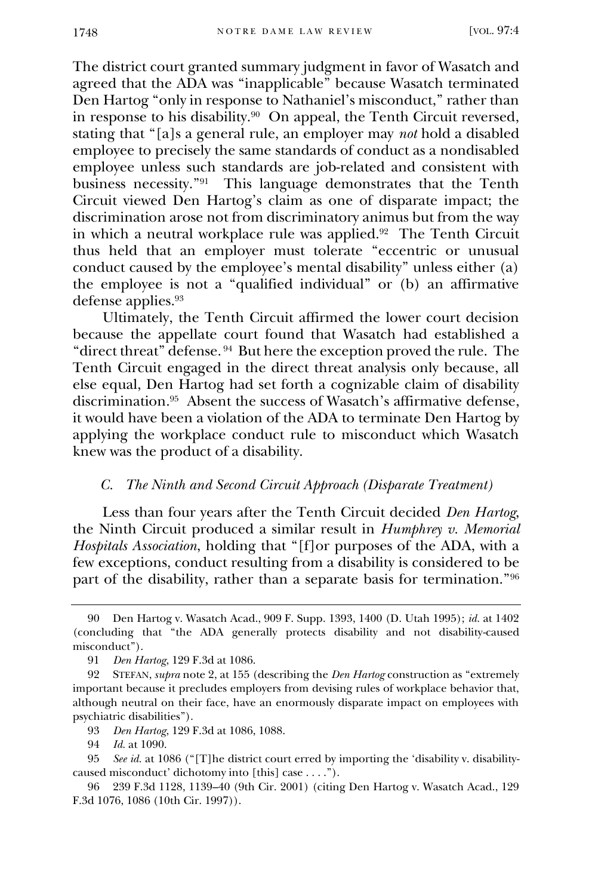The district court granted summary judgment in favor of Wasatch and agreed that the ADA was "inapplicable" because Wasatch terminated Den Hartog "only in response to Nathaniel's misconduct," rather than in response to his disability.[90] On appeal, the Tenth Circuit reversed, stating that "[a]s a general rule, an employer may *not* hold a disabled employee to precisely the same standards of conduct as a nondisabled employee unless such standards are job-related and consistent with business necessity."[91] This language demonstrates that the Tenth Circuit viewed Den Hartog's claim as one of disparate impact; the discrimination arose not from discriminatory animus but from the way in which a neutral workplace rule was applied.[92] The Tenth Circuit thus held that an employer must tolerate "eccentric or unusual conduct caused by the employee's mental disability" unless either (a) the employee is not a "qualified individual" or (b) an affirmative defense applies.[93]

Ultimately, the Tenth Circuit affirmed the lower court decision because the appellate court found that Wasatch had established a "direct threat" defense.[94] But here the exception proved the rule. The Tenth Circuit engaged in the direct threat analysis only because, all else equal, Den Hartog had set forth a cognizable claim of disability discrimination.[95] Absent the success of Wasatch's affirmative defense, it would have been a violation of the ADA to terminate Den Hartog by applying the workplace conduct rule to misconduct which Wasatch knew was the product of a disability.

### *C. The Ninth and Second Circuit Approach (Disparate Treatment)*

Less than four years after the Tenth Circuit decided *Den Hartog*, the Ninth Circuit produced a similar result in *Humphrey v. Memorial Hospitals Association*, holding that "[f]or purposes of the ADA, with a few exceptions, conduct resulting from a disability is considered to be part of the disability, rather than a separate basis for termination."[96]

---

90 Den Hartog v. Wasatch Acad., 909 F. Supp. 1393, 1400 (D. Utah 1995); *id.* at 1402 (concluding that "the ADA generally protects disability and not disability-caused misconduct").

91 *Den Hartog*, 129 F.3d at 1086.

92 STEFAN, *supra* note 2, at 155 (describing the *Den Hartog* construction as "extremely important because it precludes employers from devising rules of workplace behavior that, although neutral on their face, have an enormously disparate impact on employees with psychiatric disabilities").

93 *Den Hartog*, 129 F.3d at 1086, 1088.

94 *Id.* at 1090.

95 *See id.* at 1086 ("[T]he district court erred by importing the 'disability v. disability-caused misconduct' dichotomy into [this] case . . . .").

96 239 F.3d 1128, 1139–40 (9th Cir. 2001) (citing Den Hartog v. Wasatch Acad., 129 F.3d 1076, 1086 (10th Cir. 1997)).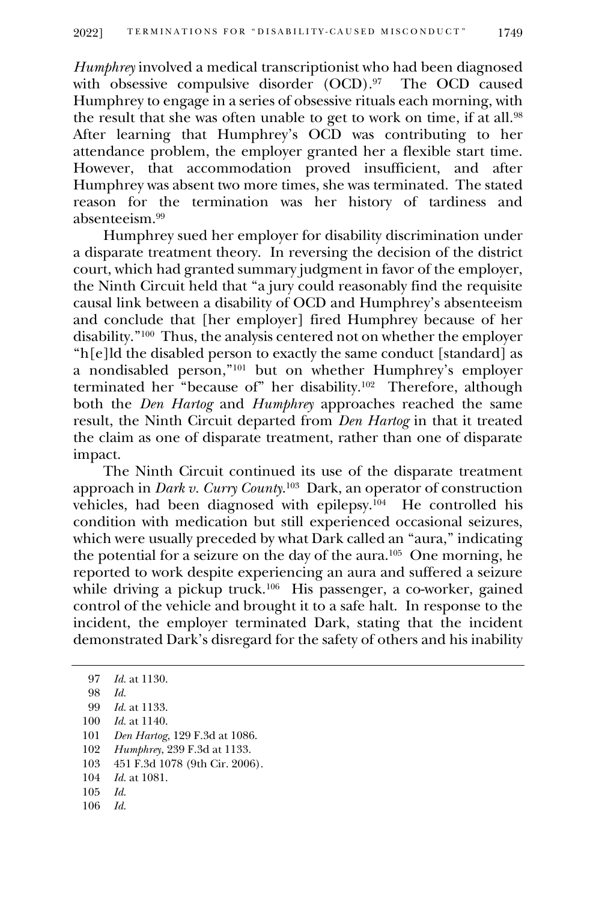*Humphrey* involved a medical transcriptionist who had been diagnosed with obsessive compulsive disorder (OCD).[97] The OCD caused Humphrey to engage in a series of obsessive rituals each morning, with the result that she was often unable to get to work on time, if at all.[98] After learning that Humphrey's OCD was contributing to her attendance problem, the employer granted her a flexible start time. However, that accommodation proved insufficient, and after Humphrey was absent two more times, she was terminated. The stated reason for the termination was her history of tardiness and absenteeism.[99]

Humphrey sued her employer for disability discrimination under a disparate treatment theory. In reversing the decision of the district court, which had granted summary judgment in favor of the employer, the Ninth Circuit held that "a jury could reasonably find the requisite causal link between a disability of OCD and Humphrey's absenteeism and conclude that [her employer] fired Humphrey because of her disability."[100] Thus, the analysis centered not on whether the employer "h[e]ld the disabled person to exactly the same conduct [standard] as a nondisabled person,"[101] but on whether Humphrey's employer terminated her "because of" her disability.[102] Therefore, although both the *Den Hartog* and *Humphrey* approaches reached the same result, the Ninth Circuit departed from *Den Hartog* in that it treated the claim as one of disparate treatment, rather than one of disparate impact.

The Ninth Circuit continued its use of the disparate treatment approach in *Dark v. Curry County*.[103] Dark, an operator of construction vehicles, had been diagnosed with epilepsy.[104] He controlled his condition with medication but still experienced occasional seizures, which were usually preceded by what Dark called an "aura," indicating the potential for a seizure on the day of the aura.[105] One morning, he reported to work despite experiencing an aura and suffered a seizure while driving a pickup truck.[106] His passenger, a co-worker, gained control of the vehicle and brought it to a safe halt. In response to the incident, the employer terminated Dark, stating that the incident demonstrated Dark's disregard for the safety of others and his inability

---

97 *Id.* at 1130.

98 *Id.*

99 *Id.* at 1133.

100 *Id.* at 1140.

101 *Den Hartog*, 129 F.3d at 1086.

102 *Humphrey*, 239 F.3d at 1133.

103 451 F.3d 1078 (9th Cir. 2006).

104 *Id.* at 1081.

105 *Id.*

106 *Id.*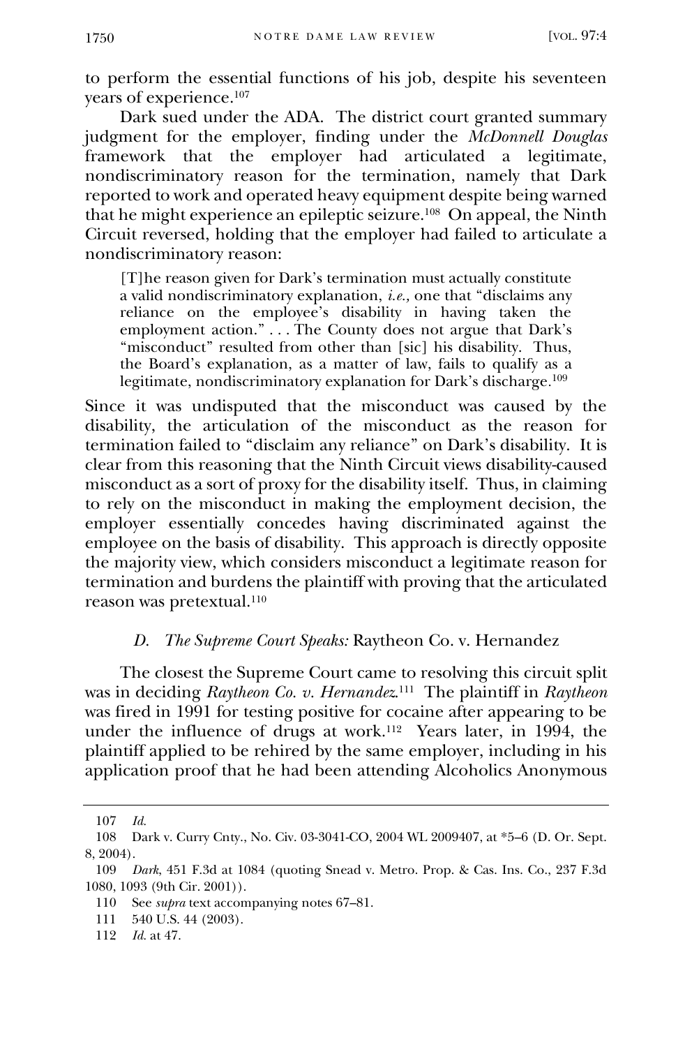to perform the essential functions of his job, despite his seventeen years of experience.[107]

Dark sued under the ADA. The district court granted summary judgment for the employer, finding under the *McDonnell Douglas* framework that the employer had articulated a legitimate, nondiscriminatory reason for the termination, namely that Dark reported to work and operated heavy equipment despite being warned that he might experience an epileptic seizure.[108] On appeal, the Ninth Circuit reversed, holding that the employer had failed to articulate a nondiscriminatory reason:

> [T]he reason given for Dark's termination must actually constitute a valid nondiscriminatory explanation, *i.e.,* one that "disclaims any reliance on the employee's disability in having taken the employment action." . . . The County does not argue that Dark's "misconduct" resulted from other than [sic] his disability. Thus, the Board's explanation, as a matter of law, fails to qualify as a legitimate, nondiscriminatory explanation for Dark's discharge.[109]

Since it was undisputed that the misconduct was caused by the disability, the articulation of the misconduct as the reason for termination failed to "disclaim any reliance" on Dark's disability. It is clear from this reasoning that the Ninth Circuit views disability-caused misconduct as a sort of proxy for the disability itself. Thus, in claiming to rely on the misconduct in making the employment decision, the employer essentially concedes having discriminated against the employee on the basis of disability. This approach is directly opposite the majority view, which considers misconduct a legitimate reason for termination and burdens the plaintiff with proving that the articulated reason was pretextual.[110]

### *D. The Supreme Court Speaks:* Raytheon Co. v. Hernandez

The closest the Supreme Court came to resolving this circuit split was in deciding *Raytheon Co. v. Hernandez*.[111] The plaintiff in *Raytheon* was fired in 1991 for testing positive for cocaine after appearing to be under the influence of drugs at work.[112] Years later, in 1994, the plaintiff applied to be rehired by the same employer, including in his application proof that he had been attending Alcoholics Anonymous

---

107 *Id.*

108 Dark v. Curry Cnty., No. Civ. 03-3041-CO, 2004 WL 2009407, at *5–6 (D. Or. Sept. 8, 2004).

109 *Dark*, 451 F.3d at 1084 (quoting Snead v. Metro. Prop. & Cas. Ins. Co., 237 F.3d 1080, 1093 (9th Cir. 2001)).

110 See *supra* text accompanying notes 67–81.

111 540 U.S. 44 (2003).

112 *Id.* at 47.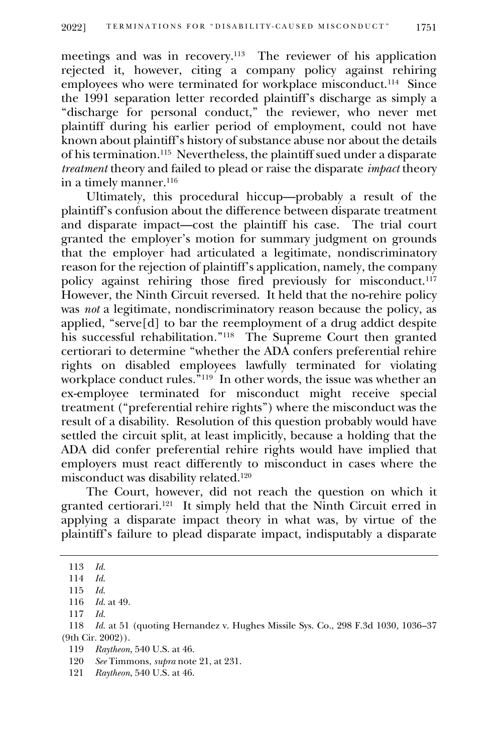meetings and was in recovery.[113] The reviewer of his application rejected it, however, citing a company policy against rehiring employees who were terminated for workplace misconduct.[114] Since the 1991 separation letter recorded plaintiff's discharge as simply a "discharge for personal conduct," the reviewer, who never met plaintiff during his earlier period of employment, could not have known about plaintiff's history of substance abuse nor about the details of his termination.[115] Nevertheless, the plaintiff sued under a disparate *treatment* theory and failed to plead or raise the disparate *impact* theory in a timely manner.[116]

Ultimately, this procedural hiccup—probably a result of the plaintiff's confusion about the difference between disparate treatment and disparate impact—cost the plaintiff his case. The trial court granted the employer's motion for summary judgment on grounds that the employer had articulated a legitimate, nondiscriminatory reason for the rejection of plaintiff's application, namely, the company policy against rehiring those fired previously for misconduct.[117] However, the Ninth Circuit reversed. It held that the no-rehire policy was *not* a legitimate, nondiscriminatory reason because the policy, as applied, "serve[d] to bar the reemployment of a drug addict despite his successful rehabilitation."[118] The Supreme Court then granted certiorari to determine "whether the ADA confers preferential rehire rights on disabled employees lawfully terminated for violating workplace conduct rules."[119] In other words, the issue was whether an ex-employee terminated for misconduct might receive special treatment ("preferential rehire rights") where the misconduct was the result of a disability. Resolution of this question probably would have settled the circuit split, at least implicitly, because a holding that the ADA did confer preferential rehire rights would have implied that employers must react differently to misconduct in cases where the misconduct was disability related.[120]

The Court, however, did not reach the question on which it granted certiorari.[121] It simply held that the Ninth Circuit erred in applying a disparate impact theory in what was, by virtue of the plaintiff's failure to plead disparate impact, indisputably a disparate

---

113 *Id.*

114 *Id.*

115 *Id.*

116 *Id.* at 49.

117 *Id.*

118 *Id.* at 51 (quoting Hernandez v. Hughes Missile Sys. Co., 298 F.3d 1030, 1036–37 (9th Cir. 2002)).

119 *Raytheon*, 540 U.S. at 46.

120 *See* Timmons, *supra* note 21, at 231.

121 *Raytheon*, 540 U.S. at 46.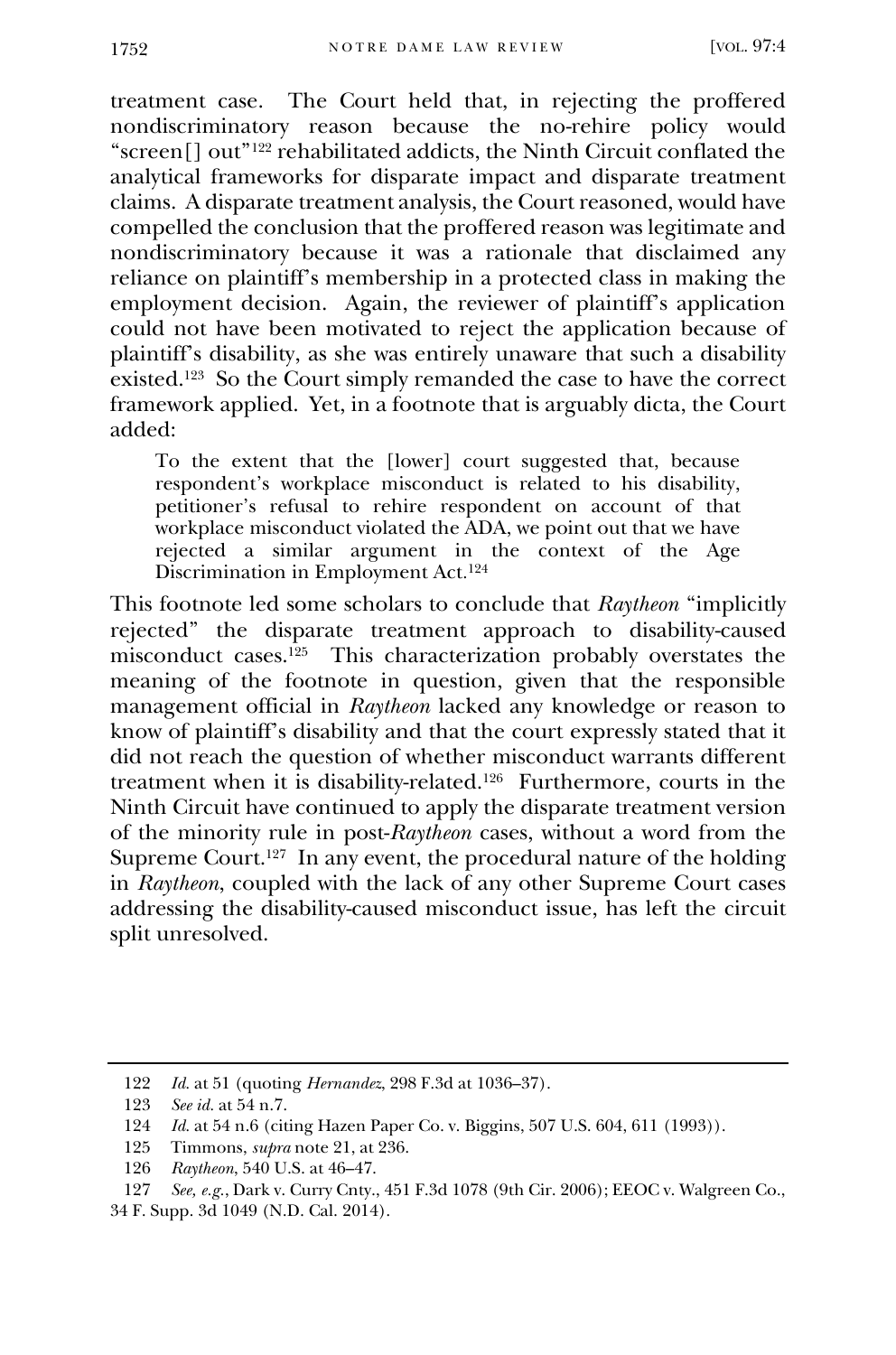treatment case. The Court held that, in rejecting the proffered nondiscriminatory reason because the no-rehire policy would "screen[] out"[122] rehabilitated addicts, the Ninth Circuit conflated the analytical frameworks for disparate impact and disparate treatment claims. A disparate treatment analysis, the Court reasoned, would have compelled the conclusion that the proffered reason was legitimate and nondiscriminatory because it was a rationale that disclaimed any reliance on plaintiff's membership in a protected class in making the employment decision. Again, the reviewer of plaintiff's application could not have been motivated to reject the application because of plaintiff's disability, as she was entirely unaware that such a disability existed.[123] So the Court simply remanded the case to have the correct framework applied. Yet, in a footnote that is arguably dicta, the Court added:

> To the extent that the [lower] court suggested that, because respondent's workplace misconduct is related to his disability, petitioner's refusal to rehire respondent on account of that workplace misconduct violated the ADA, we point out that we have rejected a similar argument in the context of the Age Discrimination in Employment Act.[124]

This footnote led some scholars to conclude that *Raytheon* "implicitly rejected" the disparate treatment approach to disability-caused misconduct cases.[125] This characterization probably overstates the meaning of the footnote in question, given that the responsible management official in *Raytheon* lacked any knowledge or reason to know of plaintiff's disability and that the court expressly stated that it did not reach the question of whether misconduct warrants different treatment when it is disability-related.[126] Furthermore, courts in the Ninth Circuit have continued to apply the disparate treatment version of the minority rule in post-*Raytheon* cases, without a word from the Supreme Court.[127] In any event, the procedural nature of the holding in *Raytheon*, coupled with the lack of any other Supreme Court cases addressing the disability-caused misconduct issue, has left the circuit split unresolved.

---

122 *Id.* at 51 (quoting *Hernandez*, 298 F.3d at 1036–37).

123 *See id.* at 54 n.7.

124 *Id.* at 54 n.6 (citing Hazen Paper Co. v. Biggins, 507 U.S. 604, 611 (1993)).

125 Timmons, *supra* note 21, at 236.

126 *Raytheon*, 540 U.S. at 46–47.

127 *See, e.g.*, Dark v. Curry Cnty., 451 F.3d 1078 (9th Cir. 2006); EEOC v. Walgreen Co., 34 F. Supp. 3d 1049 (N.D. Cal. 2014).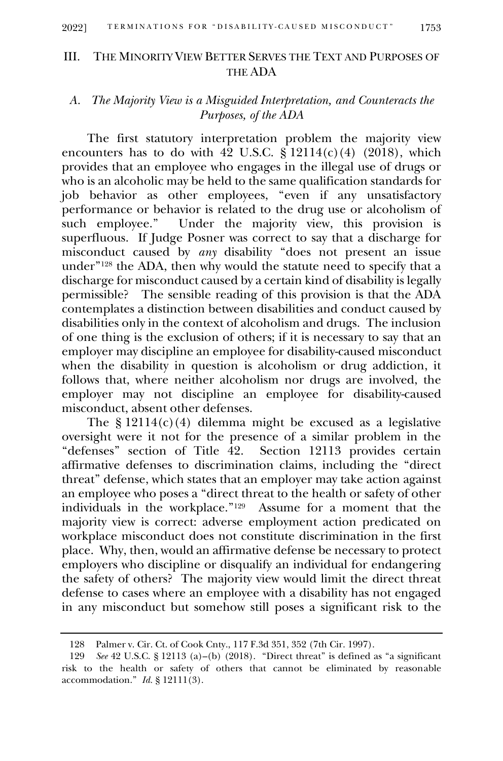## III. The Minority View Better Serves the Text and Purposes of the ADA

### A. *The Majority View is a Misguided Interpretation, and Counteracts the Purposes, of the ADA*

The first statutory interpretation problem the majority view encounters has to do with 42 U.S.C. § 12114(c)(4) (2018), which provides that an employee who engages in the illegal use of drugs or who is an alcoholic may be held to the same qualification standards for job behavior as other employees, "even if any unsatisfactory performance or behavior is related to the drug use or alcoholism of such employee." Under the majority view, this provision is superfluous. If Judge Posner was correct to say that a discharge for misconduct caused by *any* disability "does not present an issue under"[128] the ADA, then why would the statute need to specify that a discharge for misconduct caused by a certain kind of disability is legally permissible? The sensible reading of this provision is that the ADA contemplates a distinction between disabilities and conduct caused by disabilities only in the context of alcoholism and drugs. The inclusion of one thing is the exclusion of others; if it is necessary to say that an employer may discipline an employee for disability-caused misconduct when the disability in question is alcoholism or drug addiction, it follows that, where neither alcoholism nor drugs are involved, the employer may not discipline an employee for disability-caused misconduct, absent other defenses.

The § 12114(c)(4) dilemma might be excused as a legislative oversight were it not for the presence of a similar problem in the "defenses" section of Title 42. Section 12113 provides certain affirmative defenses to discrimination claims, including the "direct threat" defense, which states that an employer may take action against an employee who poses a "direct threat to the health or safety of other individuals in the workplace."[129] Assume for a moment that the majority view is correct: adverse employment action predicated on workplace misconduct does not constitute discrimination in the first place. Why, then, would an affirmative defense be necessary to protect employers who discipline or disqualify an individual for endangering the safety of others? The majority view would limit the direct threat defense to cases where an employee with a disability has not engaged in any misconduct but somehow still poses a significant risk to the

---

128 Palmer v. Cir. Ct. of Cook Cnty., 117 F.3d 351, 352 (7th Cir. 1997).

129 *See* 42 U.S.C. § 12113 (a)–(b) (2018). "Direct threat" is defined as "a significant risk to the health or safety of others that cannot be eliminated by reasonable accommodation." *Id.* § 12111(3).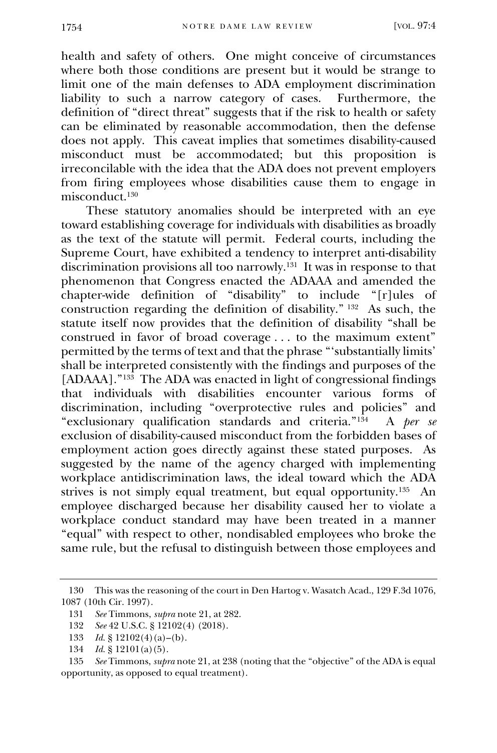health and safety of others. One might conceive of circumstances where both those conditions are present but it would be strange to limit one of the main defenses to ADA employment discrimination liability to such a narrow category of cases. Furthermore, the definition of "direct threat" suggests that if the risk to health or safety can be eliminated by reasonable accommodation, then the defense does not apply. This caveat implies that sometimes disability-caused misconduct must be accommodated; but this proposition is irreconcilable with the idea that the ADA does not prevent employers from firing employees whose disabilities cause them to engage in misconduct.[130]

These statutory anomalies should be interpreted with an eye toward establishing coverage for individuals with disabilities as broadly as the text of the statute will permit. Federal courts, including the Supreme Court, have exhibited a tendency to interpret anti-disability discrimination provisions all too narrowly.[131] It was in response to that phenomenon that Congress enacted the ADAAA and amended the chapter-wide definition of "disability" to include "[r]ules of construction regarding the definition of disability."[132] As such, the statute itself now provides that the definition of disability "shall be construed in favor of broad coverage . . . to the maximum extent" permitted by the terms of text and that the phrase "'substantially limits' shall be interpreted consistently with the findings and purposes of the [ADAAA]."[133] The ADA was enacted in light of congressional findings that individuals with disabilities encounter various forms of discrimination, including "overprotective rules and policies" and "exclusionary qualification standards and criteria."[134] A *per se* exclusion of disability-caused misconduct from the forbidden bases of employment action goes directly against these stated purposes. As suggested by the name of the agency charged with implementing workplace antidiscrimination laws, the ideal toward which the ADA strives is not simply equal treatment, but equal opportunity.[135] An employee discharged because her disability caused her to violate a workplace conduct standard may have been treated in a manner "equal" with respect to other, nondisabled employees who broke the same rule, but the refusal to distinguish between those employees and

---

130 This was the reasoning of the court in Den Hartog v. Wasatch Acad., 129 F.3d 1076, 1087 (10th Cir. 1997).

131 *See* Timmons, *supra* note 21, at 282.

132 *See* 42 U.S.C. § 12102(4) (2018).

133 *Id.* § 12102(4)(a)–(b).

134 *Id.* § 12101(a)(5).

135 *See* Timmons, *supra* note 21, at 238 (noting that the "objective" of the ADA is equal opportunity, as opposed to equal treatment).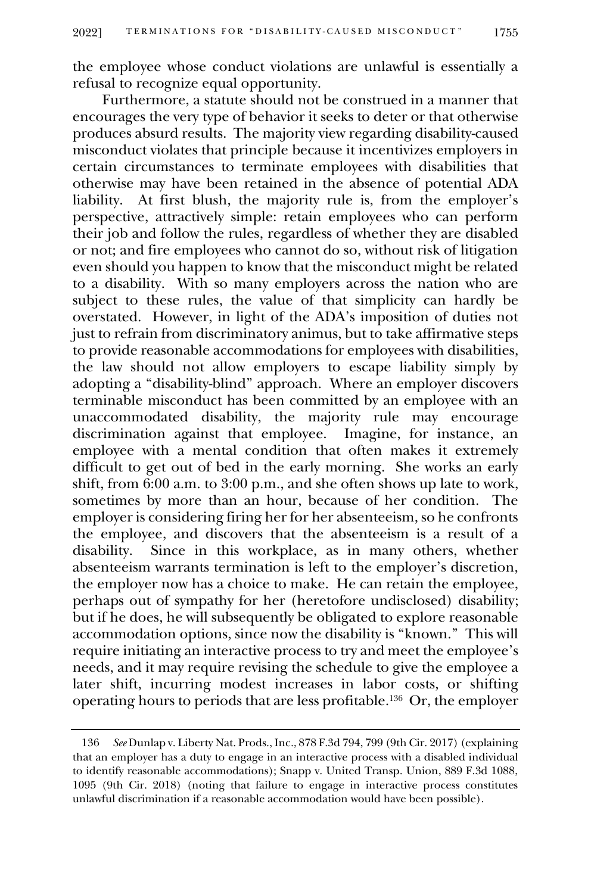the employee whose conduct violations are unlawful is essentially a refusal to recognize equal opportunity.

Furthermore, a statute should not be construed in a manner that encourages the very type of behavior it seeks to deter or that otherwise produces absurd results. The majority view regarding disability-caused misconduct violates that principle because it incentivizes employers in certain circumstances to terminate employees with disabilities that otherwise may have been retained in the absence of potential ADA liability. At first blush, the majority rule is, from the employer's perspective, attractively simple: retain employees who can perform their job and follow the rules, regardless of whether they are disabled or not; and fire employees who cannot do so, without risk of litigation even should you happen to know that the misconduct might be related to a disability. With so many employers across the nation who are subject to these rules, the value of that simplicity can hardly be overstated. However, in light of the ADA's imposition of duties not just to refrain from discriminatory animus, but to take affirmative steps to provide reasonable accommodations for employees with disabilities, the law should not allow employers to escape liability simply by adopting a "disability-blind" approach. Where an employer discovers terminable misconduct has been committed by an employee with an unaccommodated disability, the majority rule may encourage discrimination against that employee. Imagine, for instance, an employee with a mental condition that often makes it extremely difficult to get out of bed in the early morning. She works an early shift, from 6:00 a.m. to 3:00 p.m., and she often shows up late to work, sometimes by more than an hour, because of her condition. The employer is considering firing her for her absenteeism, so he confronts the employee, and discovers that the absenteeism is a result of a disability. Since in this workplace, as in many others, whether absenteeism warrants termination is left to the employer's discretion, the employer now has a choice to make. He can retain the employee, perhaps out of sympathy for her (heretofore undisclosed) disability; but if he does, he will subsequently be obligated to explore reasonable accommodation options, since now the disability is "known." This will require initiating an interactive process to try and meet the employee's needs, and it may require revising the schedule to give the employee a later shift, incurring modest increases in labor costs, or shifting operating hours to periods that are less profitable.[136] Or, the employer

---

136 *See* Dunlap v. Liberty Nat. Prods., Inc., 878 F.3d 794, 799 (9th Cir. 2017) (explaining that an employer has a duty to engage in an interactive process with a disabled individual to identify reasonable accommodations); Snapp v. United Transp. Union, 889 F.3d 1088, 1095 (9th Cir. 2018) (noting that failure to engage in interactive process constitutes unlawful discrimination if a reasonable accommodation would have been possible).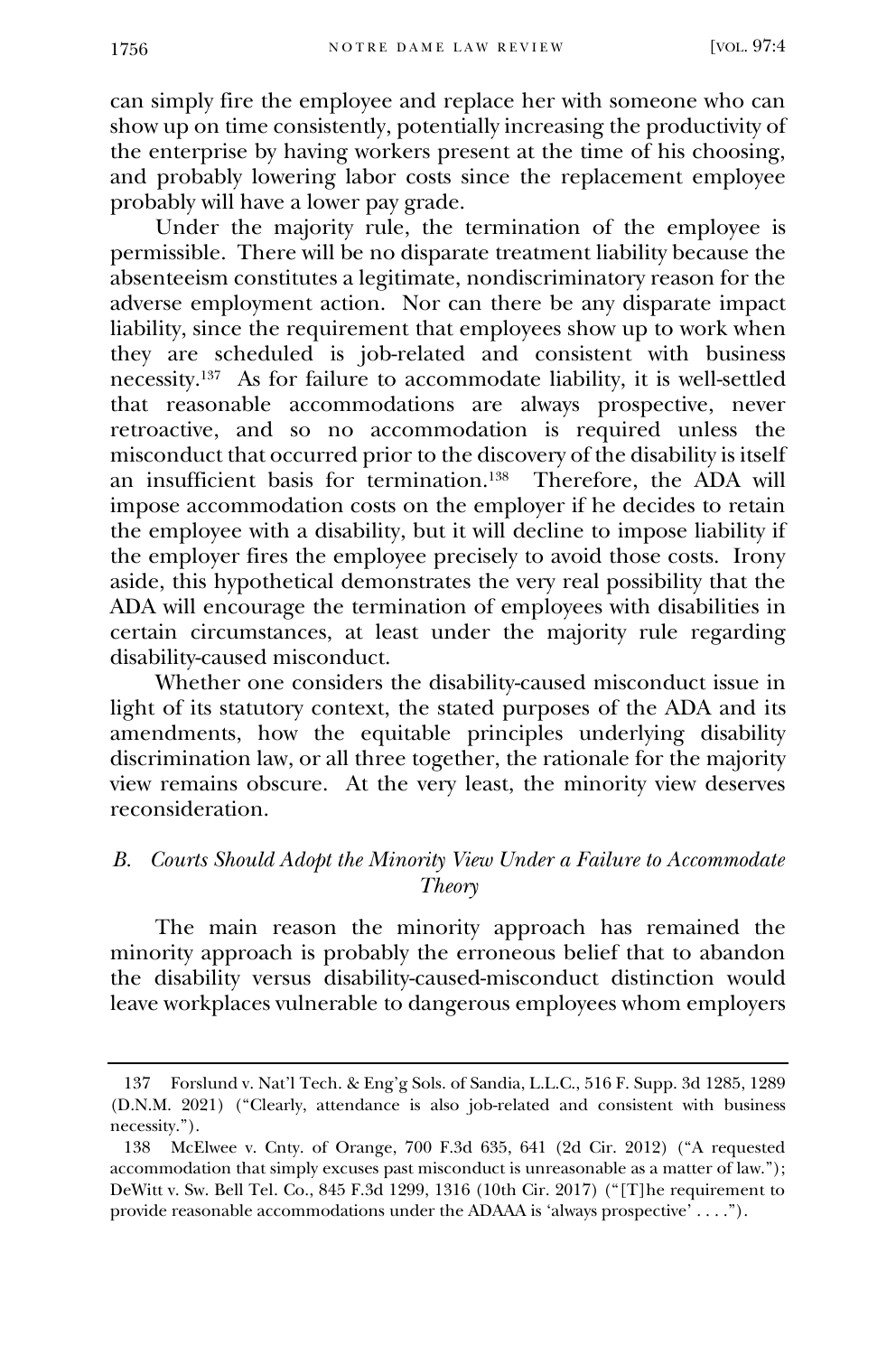can simply fire the employee and replace her with someone who can show up on time consistently, potentially increasing the productivity of the enterprise by having workers present at the time of his choosing, and probably lowering labor costs since the replacement employee probably will have a lower pay grade.

Under the majority rule, the termination of the employee is permissible. There will be no disparate treatment liability because the absenteeism constitutes a legitimate, nondiscriminatory reason for the adverse employment action. Nor can there be any disparate impact liability, since the requirement that employees show up to work when they are scheduled is job-related and consistent with business necessity.[137] As for failure to accommodate liability, it is well-settled that reasonable accommodations are always prospective, never retroactive, and so no accommodation is required unless the misconduct that occurred prior to the discovery of the disability is itself an insufficient basis for termination.[138] Therefore, the ADA will impose accommodation costs on the employer if he decides to retain the employee with a disability, but it will decline to impose liability if the employer fires the employee precisely to avoid those costs. Irony aside, this hypothetical demonstrates the very real possibility that the ADA will encourage the termination of employees with disabilities in certain circumstances, at least under the majority rule regarding disability-caused misconduct.

Whether one considers the disability-caused misconduct issue in light of its statutory context, the stated purposes of the ADA and its amendments, how the equitable principles underlying disability discrimination law, or all three together, the rationale for the majority view remains obscure. At the very least, the minority view deserves reconsideration.

### *B. Courts Should Adopt the Minority View Under a Failure to Accommodate Theory*

The main reason the minority approach has remained the minority approach is probably the erroneous belief that to abandon the disability versus disability-caused-misconduct distinction would leave workplaces vulnerable to dangerous employees whom employers

---

137 Forslund v. Nat'l Tech. & Eng'g Sols. of Sandia, L.L.C., 516 F. Supp. 3d 1285, 1289 (D.N.M. 2021) ("Clearly, attendance is also job-related and consistent with business necessity.").

138 McElwee v. Cnty. of Orange, 700 F.3d 635, 641 (2d Cir. 2012) ("A requested accommodation that simply excuses past misconduct is unreasonable as a matter of law."); DeWitt v. Sw. Bell Tel. Co., 845 F.3d 1299, 1316 (10th Cir. 2017) ("[T]he requirement to provide reasonable accommodations under the ADAAA is 'always prospective' . . . .").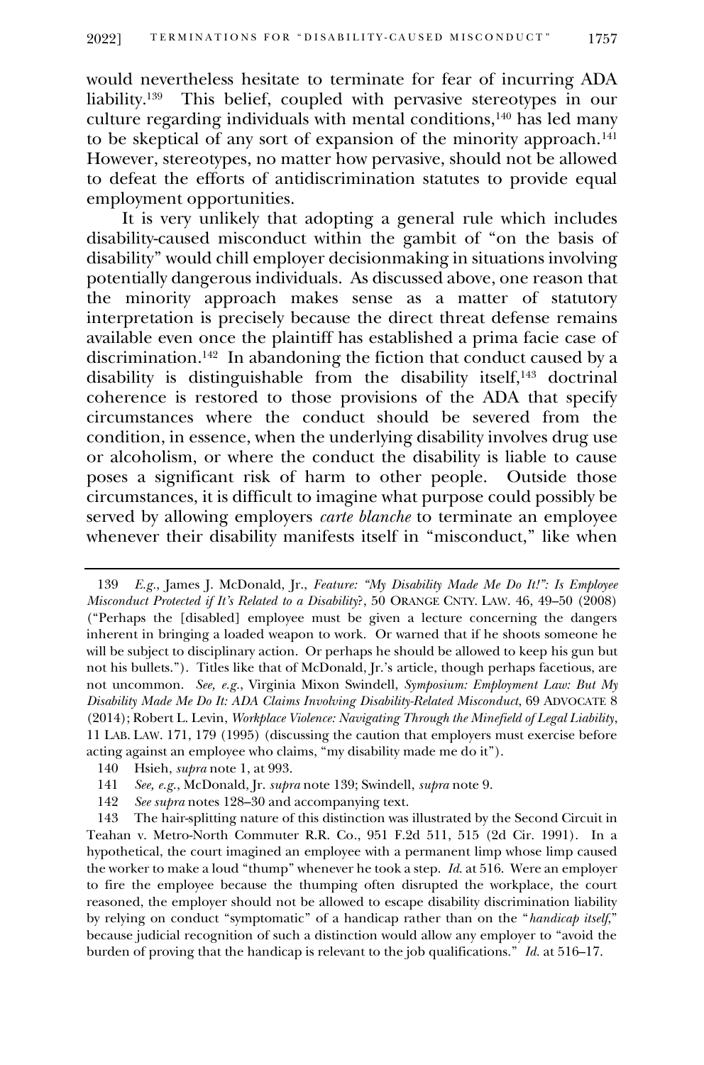would nevertheless hesitate to terminate for fear of incurring ADA liability.[139] This belief, coupled with pervasive stereotypes in our culture regarding individuals with mental conditions,[140] has led many to be skeptical of any sort of expansion of the minority approach.[141] However, stereotypes, no matter how pervasive, should not be allowed to defeat the efforts of antidiscrimination statutes to provide equal employment opportunities.

It is very unlikely that adopting a general rule which includes disability-caused misconduct within the gambit of "on the basis of disability" would chill employer decisionmaking in situations involving potentially dangerous individuals. As discussed above, one reason that the minority approach makes sense as a matter of statutory interpretation is precisely because the direct threat defense remains available even once the plaintiff has established a prima facie case of discrimination.[142] In abandoning the fiction that conduct caused by a disability is distinguishable from the disability itself,[143] doctrinal coherence is restored to those provisions of the ADA that specify circumstances where the conduct should be severed from the condition, in essence, when the underlying disability involves drug use or alcoholism, or where the conduct the disability is liable to cause poses a significant risk of harm to other people. Outside those circumstances, it is difficult to imagine what purpose could possibly be served by allowing employers *carte blanche* to terminate an employee whenever their disability manifests itself in "misconduct," like when

---

139 *E.g.*, James J. McDonald, Jr., *Feature: "My Disability Made Me Do It!": Is Employee Misconduct Protected if It's Related to a Disability?*, 50 ORANGE CNTY. LAW. 46, 49–50 (2008) ("Perhaps the [disabled] employee must be given a lecture concerning the dangers inherent in bringing a loaded weapon to work. Or warned that if he shoots someone he will be subject to disciplinary action. Or perhaps he should be allowed to keep his gun but not his bullets."). Titles like that of McDonald, Jr.'s article, though perhaps facetious, are not uncommon. *See, e.g.*, Virginia Mixon Swindell, *Symposium: Employment Law: But My Disability Made Me Do It: ADA Claims Involving Disability-Related Misconduct*, 69 ADVOCATE 8 (2014); Robert L. Levin, *Workplace Violence: Navigating Through the Minefield of Legal Liability*, 11 LAB. LAW. 171, 179 (1995) (discussing the caution that employers must exercise before acting against an employee who claims, "my disability made me do it").

140 Hsieh, *supra* note 1, at 993.

141 *See, e.g.*, McDonald, Jr. *supra* note 139; Swindell, *supra* note 9.

142 *See supra* notes 128–30 and accompanying text.

143 The hair-splitting nature of this distinction was illustrated by the Second Circuit in Teahan v. Metro-North Commuter R.R. Co., 951 F.2d 511, 515 (2d Cir. 1991). In a hypothetical, the court imagined an employee with a permanent limp whose limp caused the worker to make a loud "thump" whenever he took a step. *Id.* at 516. Were an employer to fire the employee because the thumping often disrupted the workplace, the court reasoned, the employer should not be allowed to escape disability discrimination liability by relying on conduct "symptomatic" of a handicap rather than on the "*handicap itself*," because judicial recognition of such a distinction would allow any employer to "avoid the burden of proving that the handicap is relevant to the job qualifications." *Id.* at 516–17.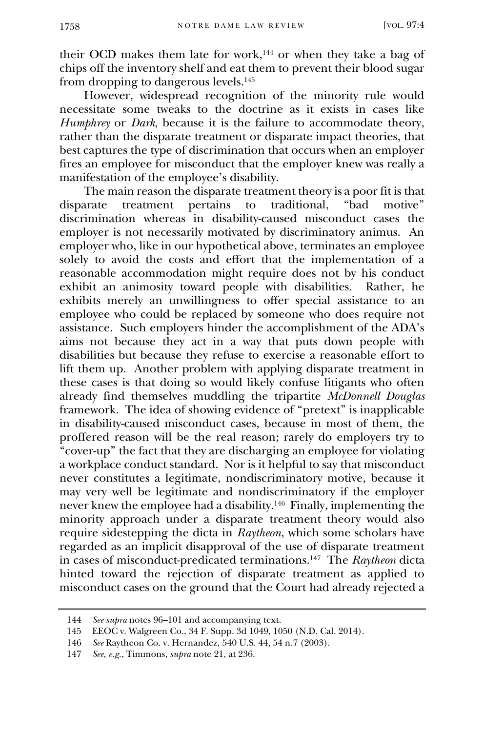their OCD makes them late for work,[144] or when they take a bag of chips off the inventory shelf and eat them to prevent their blood sugar from dropping to dangerous levels.[145]

However, widespread recognition of the minority rule would necessitate some tweaks to the doctrine as it exists in cases like *Humphrey* or *Dark*, because it is the failure to accommodate theory, rather than the disparate treatment or disparate impact theories, that best captures the type of discrimination that occurs when an employer fires an employee for misconduct that the employer knew was really a manifestation of the employee's disability.

The main reason the disparate treatment theory is a poor fit is that disparate treatment pertains to traditional, "bad motive" discrimination whereas in disability-caused misconduct cases the employer is not necessarily motivated by discriminatory animus. An employer who, like in our hypothetical above, terminates an employee solely to avoid the costs and effort that the implementation of a reasonable accommodation might require does not by his conduct exhibit an animosity toward people with disabilities. Rather, he exhibits merely an unwillingness to offer special assistance to an employee who could be replaced by someone who does require not assistance. Such employers hinder the accomplishment of the ADA's aims not because they act in a way that puts down people with disabilities but because they refuse to exercise a reasonable effort to lift them up. Another problem with applying disparate treatment in these cases is that doing so would likely confuse litigants who often already find themselves muddling the tripartite *McDonnell Douglas* framework. The idea of showing evidence of "pretext" is inapplicable in disability-caused misconduct cases, because in most of them, the proffered reason will be the real reason; rarely do employers try to "cover-up" the fact that they are discharging an employee for violating a workplace conduct standard. Nor is it helpful to say that misconduct never constitutes a legitimate, nondiscriminatory motive, because it may very well be legitimate and nondiscriminatory if the employer never knew the employee had a disability.[146] Finally, implementing the minority approach under a disparate treatment theory would also require sidestepping the dicta in *Raytheon*, which some scholars have regarded as an implicit disapproval of the use of disparate treatment in cases of misconduct-predicated terminations.[147] The *Raytheon* dicta hinted toward the rejection of disparate treatment as applied to misconduct cases on the ground that the Court had already rejected a

---

144 *See supra* notes 96–101 and accompanying text.

145 EEOC v. Walgreen Co., 34 F. Supp. 3d 1049, 1050 (N.D. Cal. 2014).

146 *See* Raytheon Co. v. Hernandez, 540 U.S. 44, 54 n.7 (2003).

147 *See, e.g.*, Timmons, *supra* note 21, at 236.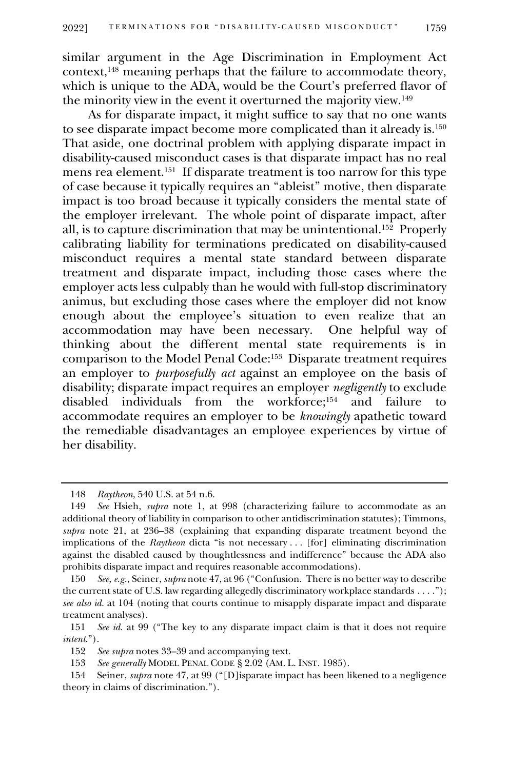similar argument in the Age Discrimination in Employment Act context,[148] meaning perhaps that the failure to accommodate theory, which is unique to the ADA, would be the Court's preferred flavor of the minority view in the event it overturned the majority view.[149]

As for disparate impact, it might suffice to say that no one wants to see disparate impact become more complicated than it already is.[150] That aside, one doctrinal problem with applying disparate impact in disability-caused misconduct cases is that disparate impact has no real mens rea element.[151] If disparate treatment is too narrow for this type of case because it typically requires an "ableist" motive, then disparate impact is too broad because it typically considers the mental state of the employer irrelevant. The whole point of disparate impact, after all, is to capture discrimination that may be unintentional.[152] Properly calibrating liability for terminations predicated on disability-caused misconduct requires a mental state standard between disparate treatment and disparate impact, including those cases where the employer acts less culpably than he would with full-stop discriminatory animus, but excluding those cases where the employer did not know enough about the employee's situation to even realize that an accommodation may have been necessary. One helpful way of thinking about the different mental state requirements is in comparison to the Model Penal Code:[153] Disparate treatment requires an employer to *purposefully act* against an employee on the basis of disability; disparate impact requires an employer *negligently* to exclude disabled individuals from the workforce;[154] and failure to accommodate requires an employer to be *knowingly* apathetic toward the remediable disadvantages an employee experiences by virtue of her disability.

---

148 *Raytheon*, 540 U.S. at 54 n.6.

149 *See* Hsieh, *supra* note 1, at 998 (characterizing failure to accommodate as an additional theory of liability in comparison to other antidiscrimination statutes); Timmons, *supra* note 21, at 236–38 (explaining that expanding disparate treatment beyond the implications of the *Raytheon* dicta "is not necessary . . . [for] eliminating discrimination against the disabled caused by thoughtlessness and indifference" because the ADA also prohibits disparate impact and requires reasonable accommodations).

150 *See, e.g.*, Seiner, *supra* note 47, at 96 ("Confusion. There is no better way to describe the current state of U.S. law regarding allegedly discriminatory workplace standards . . . ."); *see also id.* at 104 (noting that courts continue to misapply disparate impact and disparate treatment analyses).

151 *See id.* at 99 ("The key to any disparate impact claim is that it does not require *intent*.").

152 *See supra* notes 33–39 and accompanying text.

153 *See generally* MODEL PENAL CODE § 2.02 (AM. L. INST. 1985).

154 Seiner, *supra* note 47, at 99 ("[D]isparate impact has been likened to a negligence theory in claims of discrimination.").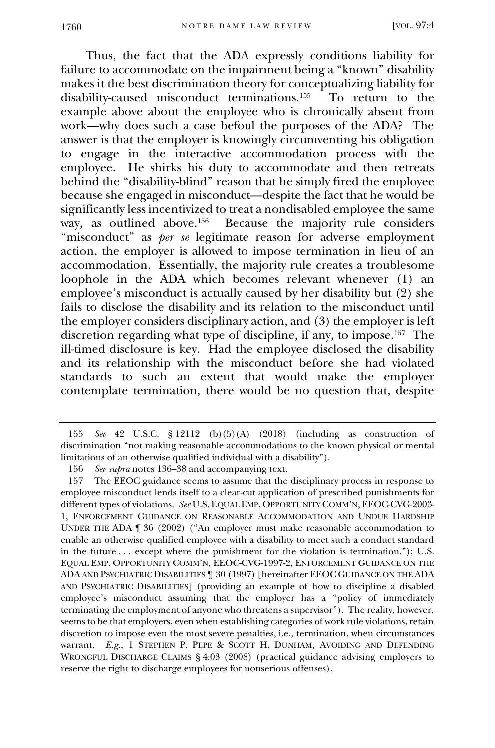Thus, the fact that the ADA expressly conditions liability for failure to accommodate on the impairment being a "known" disability makes it the best discrimination theory for conceptualizing liability for disability-caused misconduct terminations.[155] To return to the example above about the employee who is chronically absent from work—why does such a case befoul the purposes of the ADA? The answer is that the employer is knowingly circumventing his obligation to engage in the interactive accommodation process with the employee. He shirks his duty to accommodate and then retreats behind the "disability-blind" reason that he simply fired the employee because she engaged in misconduct—despite the fact that he would be significantly less incentivized to treat a nondisabled employee the same way, as outlined above.[156] Because the majority rule considers "misconduct" as *per se* legitimate reason for adverse employment action, the employer is allowed to impose termination in lieu of an accommodation. Essentially, the majority rule creates a troublesome loophole in the ADA which becomes relevant whenever (1) an employee's misconduct is actually caused by her disability but (2) she fails to disclose the disability and its relation to the misconduct until the employer considers disciplinary action, and (3) the employer is left discretion regarding what type of discipline, if any, to impose.[157] The ill-timed disclosure is key. Had the employee disclosed the disability and its relationship with the misconduct before she had violated standards to such an extent that would make the employer contemplate termination, there would be no question that, despite

---

155 *See* 42 U.S.C. § 12112 (b)(5)(A) (2018) (including as construction of discrimination "not making reasonable accommodations to the known physical or mental limitations of an otherwise qualified individual with a disability").

156 *See supra* notes 136–38 and accompanying text.

157 The EEOC guidance seems to assume that the disciplinary process in response to employee misconduct lends itself to a clear-cut application of prescribed punishments for different types of violations. *See* U.S. EQUAL EMP. OPPORTUNITY COMM'N, EEOC-CVG-2003-1, ENFORCEMENT GUIDANCE ON REASONABLE ACCOMMODATION AND UNDUE HARDSHIP UNDER THE ADA ¶ 36 (2002) ("An employer must make reasonable accommodation to enable an otherwise qualified employee with a disability to meet such a conduct standard in the future . . . except where the punishment for the violation is termination."); U.S. EQUAL EMP. OPPORTUNITY COMM'N, EEOC-CVG-1997-2, ENFORCEMENT GUIDANCE ON THE ADA AND PSYCHIATRIC DISABILITIES ¶ 30 (1997) [hereinafter EEOC GUIDANCE ON THE ADA AND PSYCHIATRIC DISABILITIES] (providing an example of how to discipline a disabled employee's misconduct assuming that the employer has a "policy of immediately terminating the employment of anyone who threatens a supervisor"). The reality, however, seems to be that employers, even when establishing categories of work rule violations, retain discretion to impose even the most severe penalties, i.e., termination, when circumstances warrant. *E.g.*, 1 STEPHEN P. PEPE & SCOTT H. DUNHAM, AVOIDING AND DEFENDING WRONGFUL DISCHARGE CLAIMS § 4:03 (2008) (practical guidance advising employers to reserve the right to discharge employees for nonserious offenses).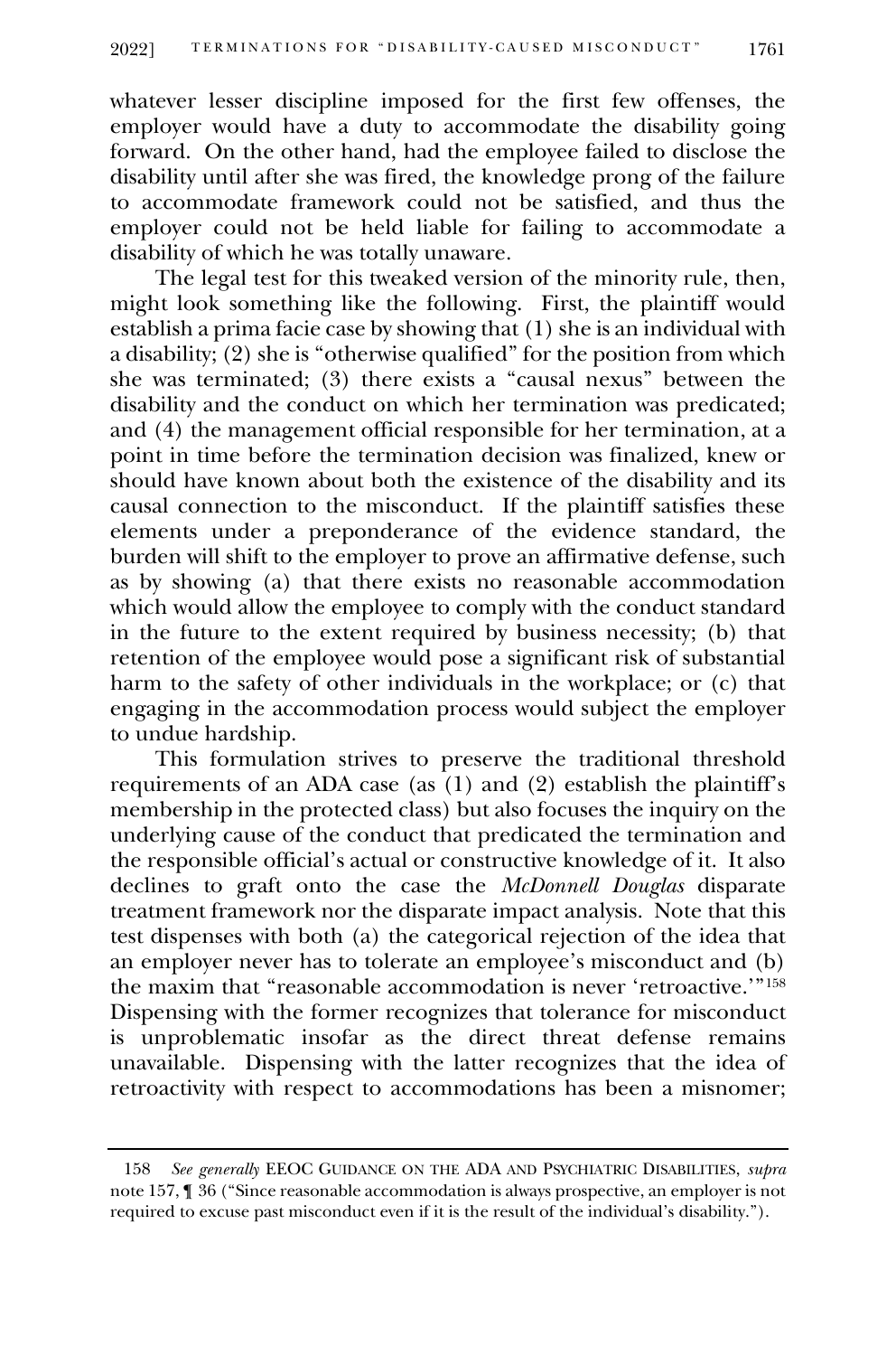whatever lesser discipline imposed for the first few offenses, the employer would have a duty to accommodate the disability going forward. On the other hand, had the employee failed to disclose the disability until after she was fired, the knowledge prong of the failure to accommodate framework could not be satisfied, and thus the employer could not be held liable for failing to accommodate a disability of which he was totally unaware.

The legal test for this tweaked version of the minority rule, then, might look something like the following. First, the plaintiff would establish a prima facie case by showing that (1) she is an individual with a disability; (2) she is "otherwise qualified" for the position from which she was terminated; (3) there exists a "causal nexus" between the disability and the conduct on which her termination was predicated; and (4) the management official responsible for her termination, at a point in time before the termination decision was finalized, knew or should have known about both the existence of the disability and its causal connection to the misconduct. If the plaintiff satisfies these elements under a preponderance of the evidence standard, the burden will shift to the employer to prove an affirmative defense, such as by showing (a) that there exists no reasonable accommodation which would allow the employee to comply with the conduct standard in the future to the extent required by business necessity; (b) that retention of the employee would pose a significant risk of substantial harm to the safety of other individuals in the workplace; or (c) that engaging in the accommodation process would subject the employer to undue hardship.

This formulation strives to preserve the traditional threshold requirements of an ADA case (as (1) and (2) establish the plaintiff's membership in the protected class) but also focuses the inquiry on the underlying cause of the conduct that predicated the termination and the responsible official's actual or constructive knowledge of it. It also declines to graft onto the case the *McDonnell Douglas* disparate treatment framework nor the disparate impact analysis. Note that this test dispenses with both (a) the categorical rejection of the idea that an employer never has to tolerate an employee's misconduct and (b) the maxim that "reasonable accommodation is never 'retroactive.'"[158] Dispensing with the former recognizes that tolerance for misconduct is unproblematic insofar as the direct threat defense remains unavailable. Dispensing with the latter recognizes that the idea of retroactivity with respect to accommodations has been a misnomer;

---

158 *See generally* EEOC GUIDANCE ON THE ADA AND PSYCHIATRIC DISABILITIES, *supra* note 157, ¶ 36 ("Since reasonable accommodation is always prospective, an employer is not required to excuse past misconduct even if it is the result of the individual's disability.").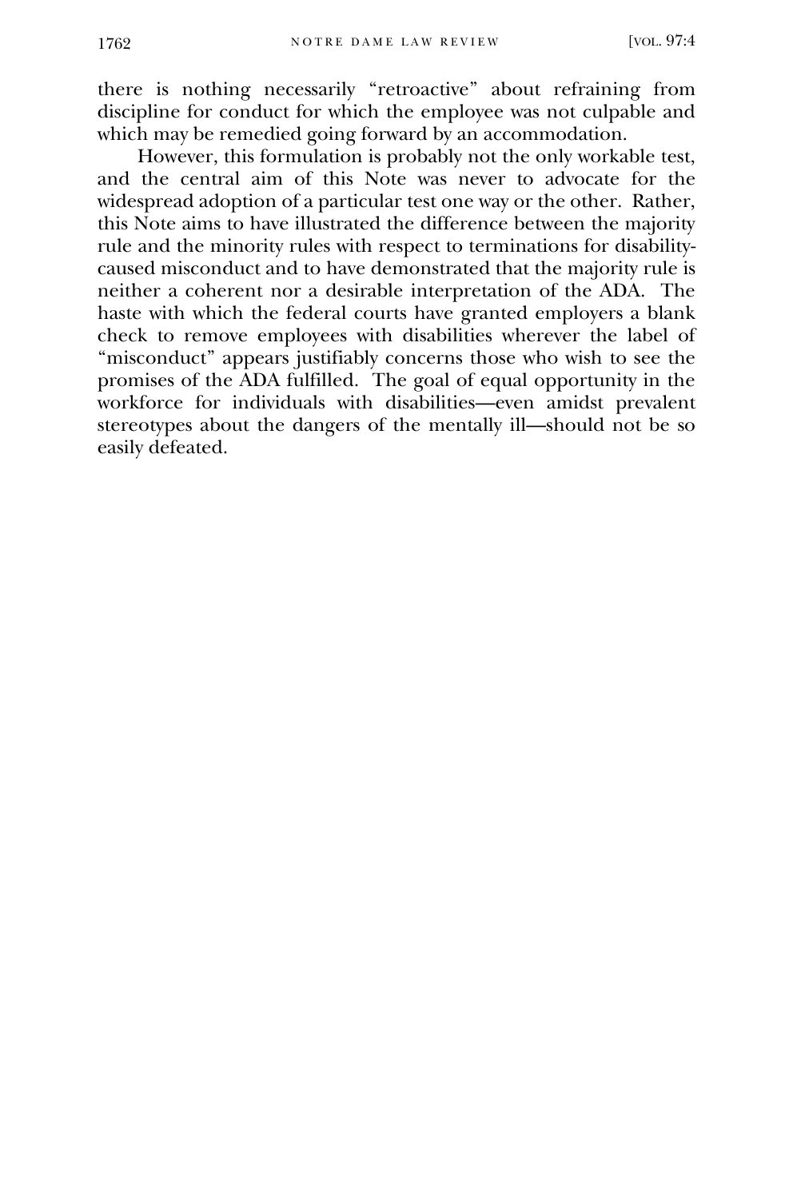there is nothing necessarily "retroactive" about refraining from discipline for conduct for which the employee was not culpable and which may be remedied going forward by an accommodation.

However, this formulation is probably not the only workable test, and the central aim of this Note was never to advocate for the widespread adoption of a particular test one way or the other. Rather, this Note aims to have illustrated the difference between the majority rule and the minority rules with respect to terminations for disability-caused misconduct and to have demonstrated that the majority rule is neither a coherent nor a desirable interpretation of the ADA. The haste with which the federal courts have granted employers a blank check to remove employees with disabilities wherever the label of "misconduct" appears justifiably concerns those who wish to see the promises of the ADA fulfilled. The goal of equal opportunity in the workforce for individuals with disabilities—even amidst prevalent stereotypes about the dangers of the mentally ill—should not be so easily defeated.